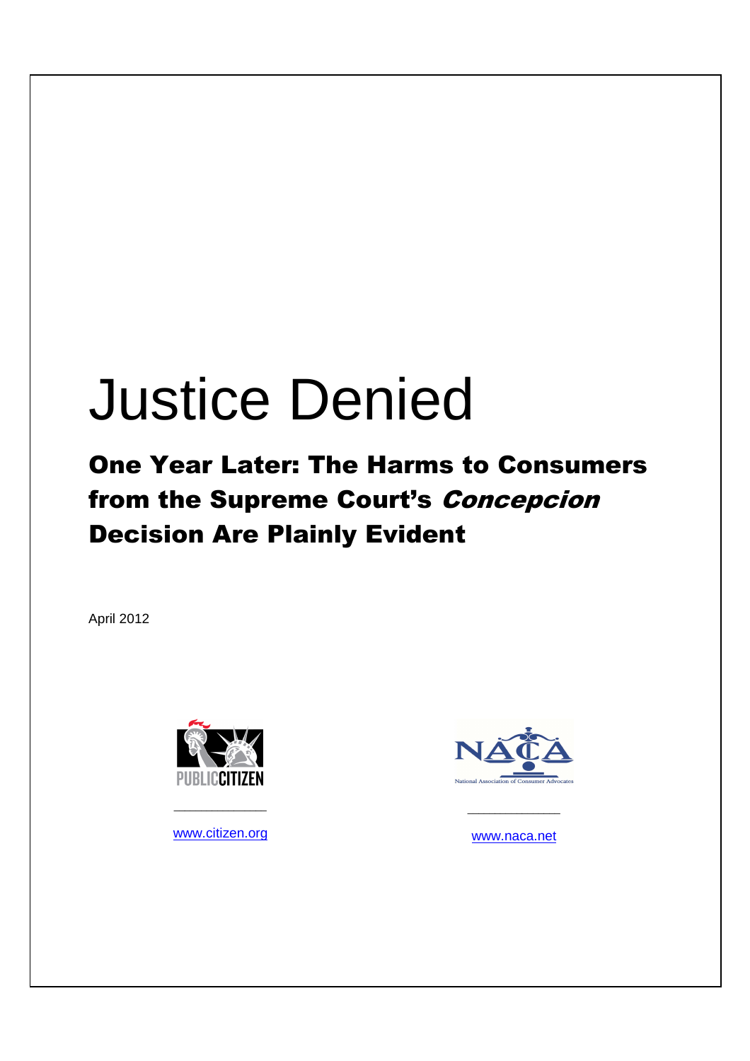# Justice Denied

## One Year Later: The Harms to Consumers from the Supreme Court's *Concepcion* Decision Are Plainly Evident

April 2012

www.citizen.org

www.naca.net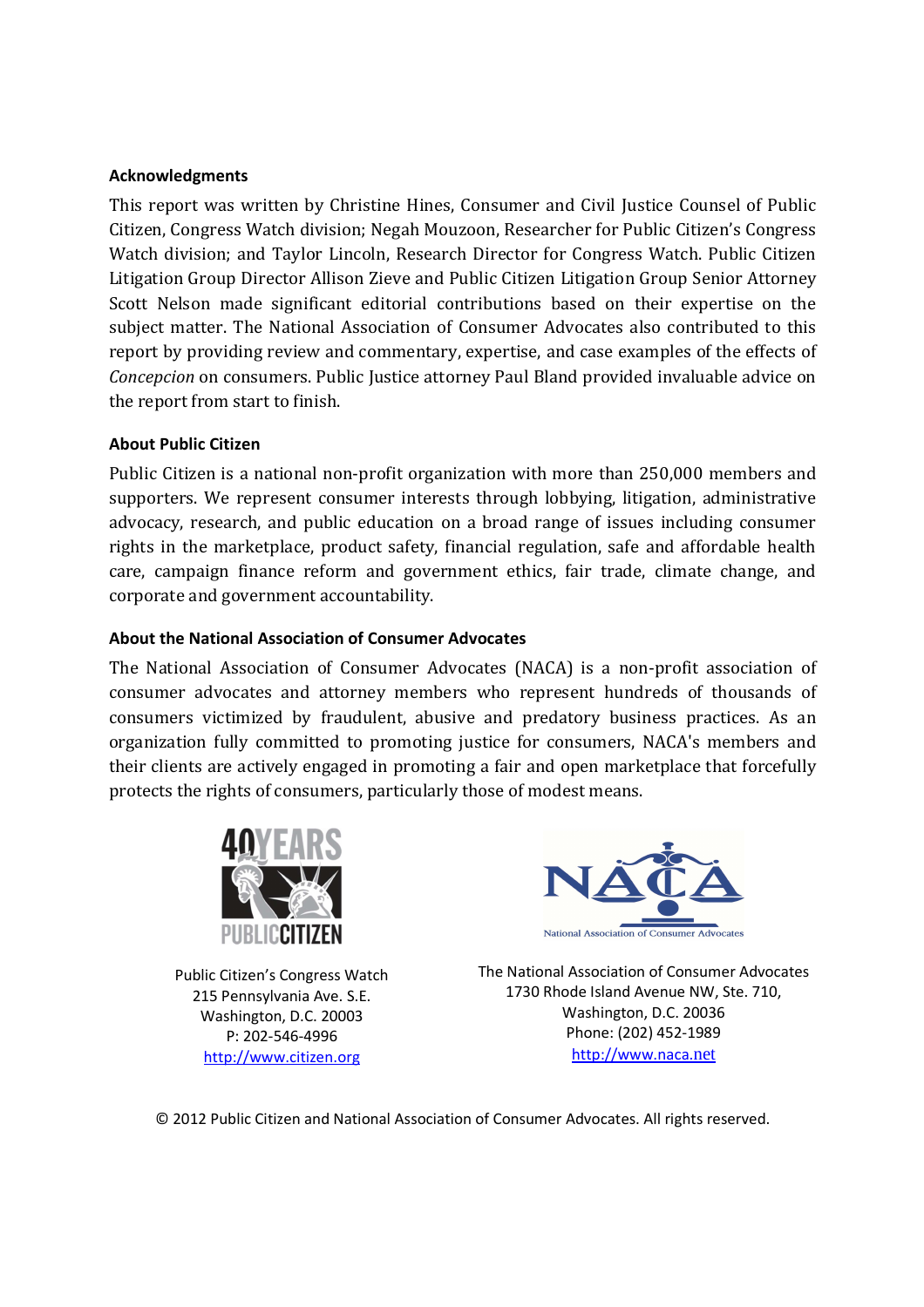**Acknowledgments**

This report was written by Christine Hines, Consumer and Civil Justice Counsel of Public Citizen, Congress Watch division; Negah Mouzoon, Researcher for Public Citizen's Congress Watch division; and Taylor Lincoln, Research Director for Congress Watch. Public Citizen Litigation Group Director Allison Zieve and Public Citizen Litigation Group Senior Attorney Scott Nelson made significant editorial contributions based on their expertise on the subject matter. The National Association of Consumer Advocates also contributed to this report by providing review and commentary, expertise, and case examples of the effects of *Concepcion* on consumers. Public Justice attorney Paul Bland provided invaluable advice on the report from start to finish.

**About Public Citizen**

Public Citizen is a national non-profit organization with more than 250,000 members and supporters. We represent consumer interests through lobbying, litigation, administrative advocacy, research, and public education on a broad range of issues including consumer rights in the marketplace, product safety, financial regulation, safe and affordable health care, campaign finance reform and government ethics, fair trade, climate change, and corporate and government accountability.

**About the National Association of Consumer Advocates**

The National Association of Consumer Advocates (NACA) is a non-profit association of consumer advocates and attorney members who represent hundreds of thousands of consumers victimized by fraudulent, abusive and predatory business practices. As an organization fully committed to promoting justice for consumers, NACA's members and their clients are actively engaged in promoting a fair and open marketplace that forcefully protects the rights of consumers, particularly those of modest means.

Public Citizen's Congress Watch
215 Pennsylvania Ave. S.E.
Washington, D.C. 20003
P: 202-546-4996
http://www.citizen.org

The National Association of Consumer Advocates
1730 Rhode Island Avenue NW, Ste. 710,
Washington, D.C. 20036
Phone: (202) 452-1989
http://www.naca.net

© 2012 Public Citizen and National Association of Consumer Advocates. All rights reserved.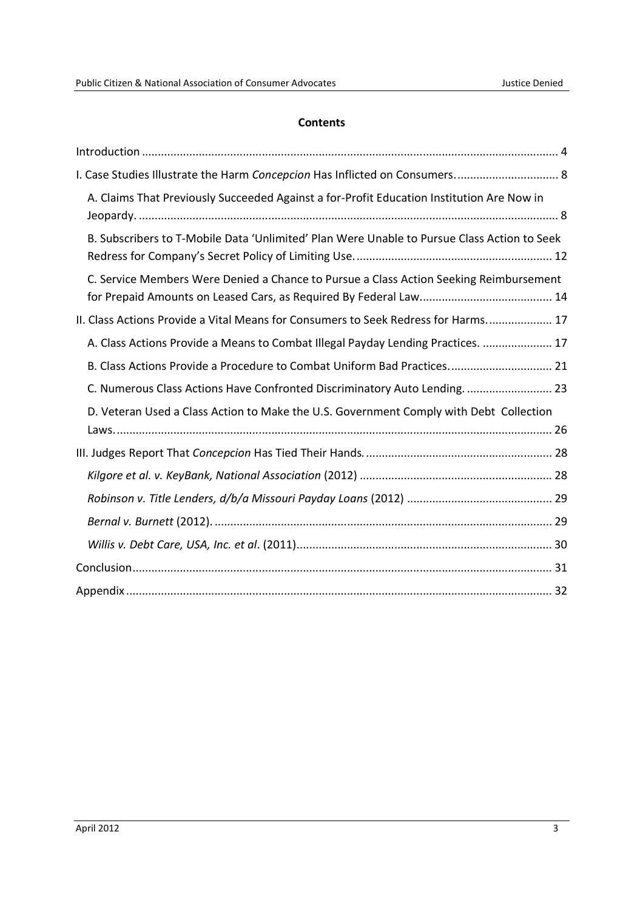**Contents**

Introduction .......... 4

I. Case Studies Illustrate the Harm *Concepcion* Has Inflicted on Consumers. .......... 8

- A. Claims That Previously Succeeded Against a for-Profit Education Institution Are Now in Jeopardy. .......... 8
- B. Subscribers to T-Mobile Data 'Unlimited' Plan Were Unable to Pursue Class Action to Seek Redress for Company's Secret Policy of Limiting Use. .......... 12
- C. Service Members Were Denied a Chance to Pursue a Class Action Seeking Reimbursement for Prepaid Amounts on Leased Cars, as Required By Federal Law. .......... 14

II. Class Actions Provide a Vital Means for Consumers to Seek Redress for Harms. .......... 17

- A. Class Actions Provide a Means to Combat Illegal Payday Lending Practices. .......... 17
- B. Class Actions Provide a Procedure to Combat Uniform Bad Practices. .......... 21
- C. Numerous Class Actions Have Confronted Discriminatory Auto Lending. .......... 23
- D. Veteran Used a Class Action to Make the U.S. Government Comply with Debt Collection Laws. .......... 26

III. Judges Report That *Concepcion* Has Tied Their Hands. .......... 28

- *Kilgore et al. v. KeyBank, National Association* (2012) .......... 28
- *Robinson v. Title Lenders, d/b/a Missouri Payday Loans* (2012) .......... 29
- *Bernal v. Burnett* (2012). .......... 29
- *Willis v. Debt Care, USA, Inc. et al*. (2011) .......... 30

Conclusion .......... 31

Appendix .......... 32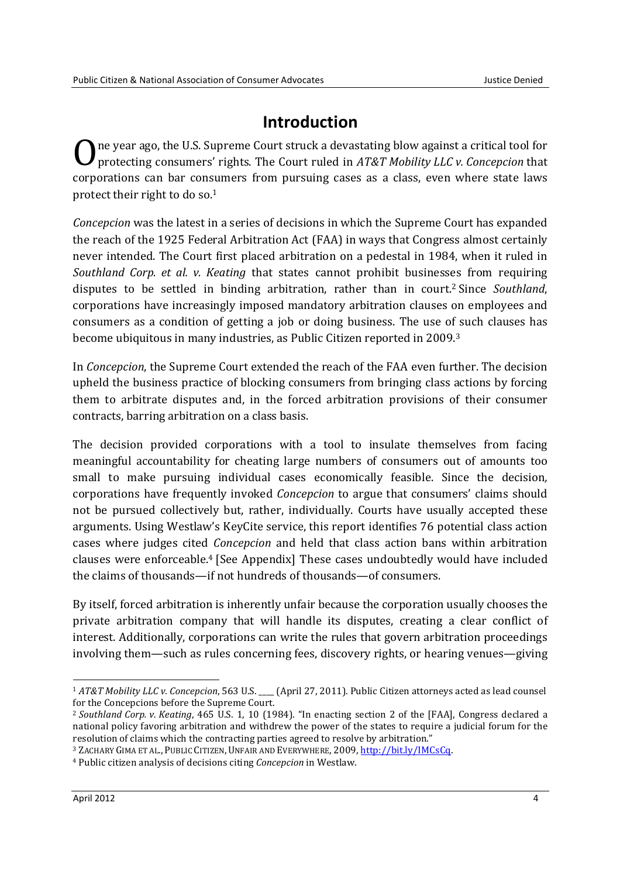## Introduction

One year ago, the U.S. Supreme Court struck a devastating blow against a critical tool for protecting consumers' rights. The Court ruled in *AT&T Mobility LLC v. Concepcion* that corporations can bar consumers from pursuing cases as a class, even where state laws protect their right to do so.[1]

*Concepcion* was the latest in a series of decisions in which the Supreme Court has expanded the reach of the 1925 Federal Arbitration Act (FAA) in ways that Congress almost certainly never intended. The Court first placed arbitration on a pedestal in 1984, when it ruled in *Southland Corp. et al. v. Keating* that states cannot prohibit businesses from requiring disputes to be settled in binding arbitration, rather than in court.[2] Since *Southland*, corporations have increasingly imposed mandatory arbitration clauses on employees and consumers as a condition of getting a job or doing business. The use of such clauses has become ubiquitous in many industries, as Public Citizen reported in 2009.[3]

In *Concepcion*, the Supreme Court extended the reach of the FAA even further. The decision upheld the business practice of blocking consumers from bringing class actions by forcing them to arbitrate disputes and, in the forced arbitration provisions of their consumer contracts, barring arbitration on a class basis.

The decision provided corporations with a tool to insulate themselves from facing meaningful accountability for cheating large numbers of consumers out of amounts too small to make pursuing individual cases economically feasible. Since the decision, corporations have frequently invoked *Concepcion* to argue that consumers' claims should not be pursued collectively but, rather, individually. Courts have usually accepted these arguments. Using Westlaw's KeyCite service, this report identifies 76 potential class action cases where judges cited *Concepcion* and held that class action bans within arbitration clauses were enforceable.[4] [See Appendix] These cases undoubtedly would have included the claims of thousands—if not hundreds of thousands—of consumers.

By itself, forced arbitration is inherently unfair because the corporation usually chooses the private arbitration company that will handle its disputes, creating a clear conflict of interest. Additionally, corporations can write the rules that govern arbitration proceedings involving them—such as rules concerning fees, discovery rights, or hearing venues—giving

---

[1] *AT&T Mobility LLC v. Concepcion*, 563 U.S. ___ (April 27, 2011). Public Citizen attorneys acted as lead counsel for the Concepcions before the Supreme Court.

[2] *Southland Corp. v. Keating*, 465 U.S. 1, 10 (1984). "In enacting section 2 of the [FAA], Congress declared a national policy favoring arbitration and withdrew the power of the states to require a judicial forum for the resolution of claims which the contracting parties agreed to resolve by arbitration."

[3] ZACHARY GIMA ET AL., PUBLIC CITIZEN, UNFAIR AND EVERYWHERE, 2009, http://bit.ly/IMCsCq.

[4] Public citizen analysis of decisions citing *Concepcion* in Westlaw.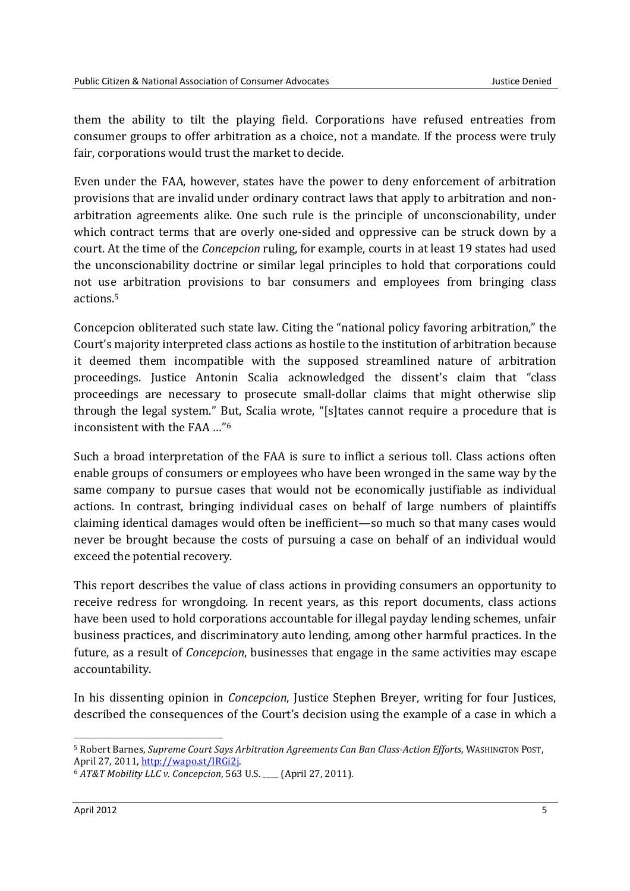them the ability to tilt the playing field. Corporations have refused entreaties from consumer groups to offer arbitration as a choice, not a mandate. If the process were truly fair, corporations would trust the market to decide.

Even under the FAA, however, states have the power to deny enforcement of arbitration provisions that are invalid under ordinary contract laws that apply to arbitration and non-arbitration agreements alike. One such rule is the principle of unconscionability, under which contract terms that are overly one-sided and oppressive can be struck down by a court. At the time of the *Concepcion* ruling, for example, courts in at least 19 states had used the unconscionability doctrine or similar legal principles to hold that corporations could not use arbitration provisions to bar consumers and employees from bringing class actions.[5]

Concepcion obliterated such state law. Citing the "national policy favoring arbitration," the Court's majority interpreted class actions as hostile to the institution of arbitration because it deemed them incompatible with the supposed streamlined nature of arbitration proceedings. Justice Antonin Scalia acknowledged the dissent's claim that "class proceedings are necessary to prosecute small-dollar claims that might otherwise slip through the legal system." But, Scalia wrote, "[s]tates cannot require a procedure that is inconsistent with the FAA …"[6]

Such a broad interpretation of the FAA is sure to inflict a serious toll. Class actions often enable groups of consumers or employees who have been wronged in the same way by the same company to pursue cases that would not be economically justifiable as individual actions. In contrast, bringing individual cases on behalf of large numbers of plaintiffs claiming identical damages would often be inefficient—so much so that many cases would never be brought because the costs of pursuing a case on behalf of an individual would exceed the potential recovery.

This report describes the value of class actions in providing consumers an opportunity to receive redress for wrongdoing. In recent years, as this report documents, class actions have been used to hold corporations accountable for illegal payday lending schemes, unfair business practices, and discriminatory auto lending, among other harmful practices. In the future, as a result of *Concepcion*, businesses that engage in the same activities may escape accountability.

In his dissenting opinion in *Concepcion*, Justice Stephen Breyer, writing for four Justices, described the consequences of the Court's decision using the example of a case in which a

---

[5] Robert Barnes, *Supreme Court Says Arbitration Agreements Can Ban Class-Action Efforts*, WASHINGTON POST, April 27, 2011, http://wapo.st/IRGi2j.

[6] *AT&T Mobility LLC v. Concepcion*, 563 U.S. ___ (April 27, 2011).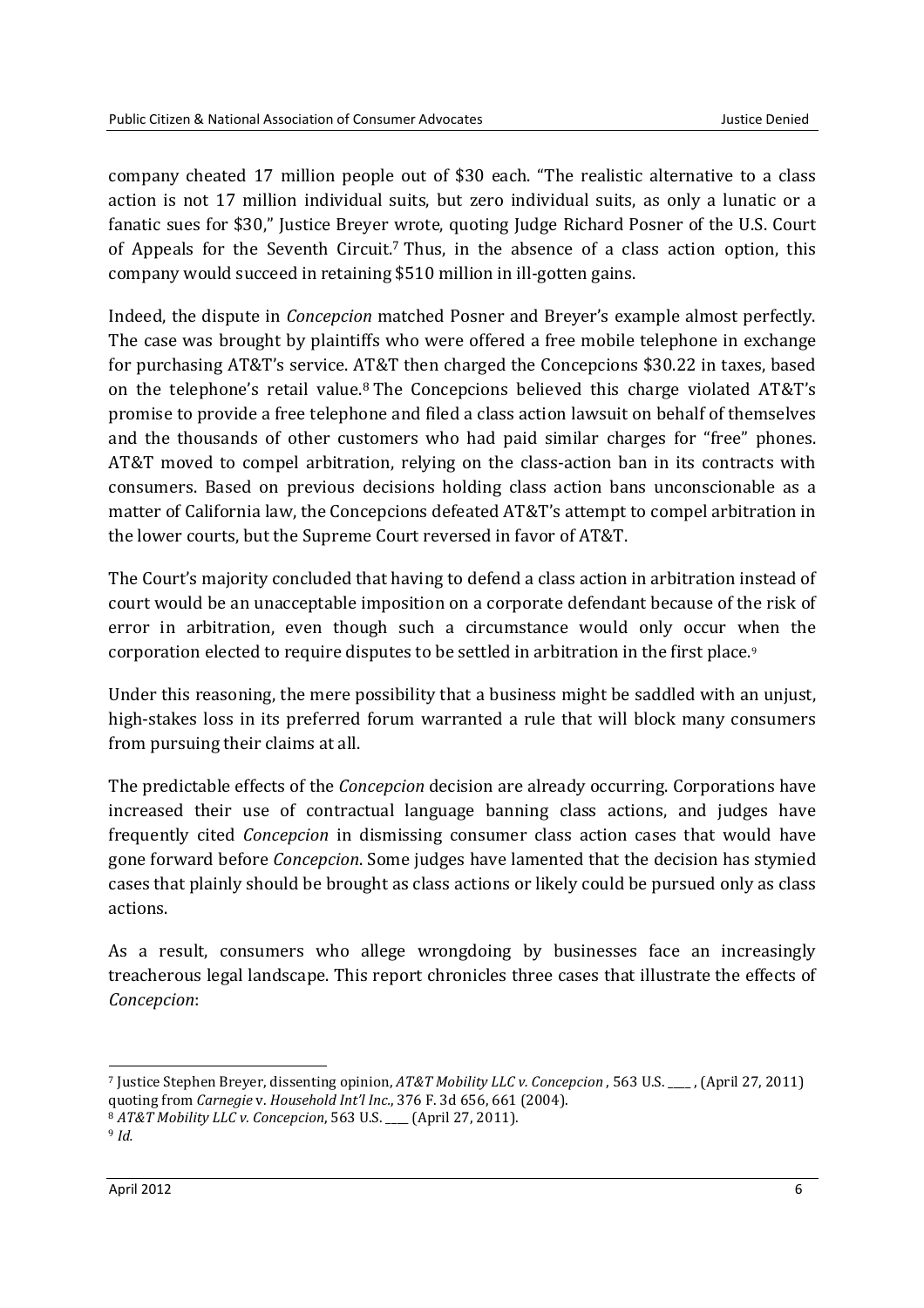company cheated 17 million people out of $30 each. "The realistic alternative to a class action is not 17 million individual suits, but zero individual suits, as only a lunatic or a fanatic sues for $30," Justice Breyer wrote, quoting Judge Richard Posner of the U.S. Court of Appeals for the Seventh Circuit.[7] Thus, in the absence of a class action option, this company would succeed in retaining $510 million in ill-gotten gains.

Indeed, the dispute in *Concepcion* matched Posner and Breyer's example almost perfectly. The case was brought by plaintiffs who were offered a free mobile telephone in exchange for purchasing AT&T's service. AT&T then charged the Concepcions $30.22 in taxes, based on the telephone's retail value.[8] The Concepcions believed this charge violated AT&T's promise to provide a free telephone and filed a class action lawsuit on behalf of themselves and the thousands of other customers who had paid similar charges for "free" phones. AT&T moved to compel arbitration, relying on the class-action ban in its contracts with consumers. Based on previous decisions holding class action bans unconscionable as a matter of California law, the Concepcions defeated AT&T's attempt to compel arbitration in the lower courts, but the Supreme Court reversed in favor of AT&T.

The Court's majority concluded that having to defend a class action in arbitration instead of court would be an unacceptable imposition on a corporate defendant because of the risk of error in arbitration, even though such a circumstance would only occur when the corporation elected to require disputes to be settled in arbitration in the first place.[9]

Under this reasoning, the mere possibility that a business might be saddled with an unjust, high-stakes loss in its preferred forum warranted a rule that will block many consumers from pursuing their claims at all.

The predictable effects of the *Concepcion* decision are already occurring. Corporations have increased their use of contractual language banning class actions, and judges have frequently cited *Concepcion* in dismissing consumer class action cases that would have gone forward before *Concepcion*. Some judges have lamented that the decision has stymied cases that plainly should be brought as class actions or likely could be pursued only as class actions.

As a result, consumers who allege wrongdoing by businesses face an increasingly treacherous legal landscape. This report chronicles three cases that illustrate the effects of *Concepcion*:

---

[7] Justice Stephen Breyer, dissenting opinion, *AT&T Mobility LLC v. Concepcion* , 563 U.S. ____ , (April 27, 2011) quoting from *Carnegie* v. *Household Int'l Inc*., 376 F. 3d 656, 661 (2004).

[8] *AT&T Mobility LLC v. Concepcion*, 563 U.S. ____ (April 27, 2011).

[9] *Id.*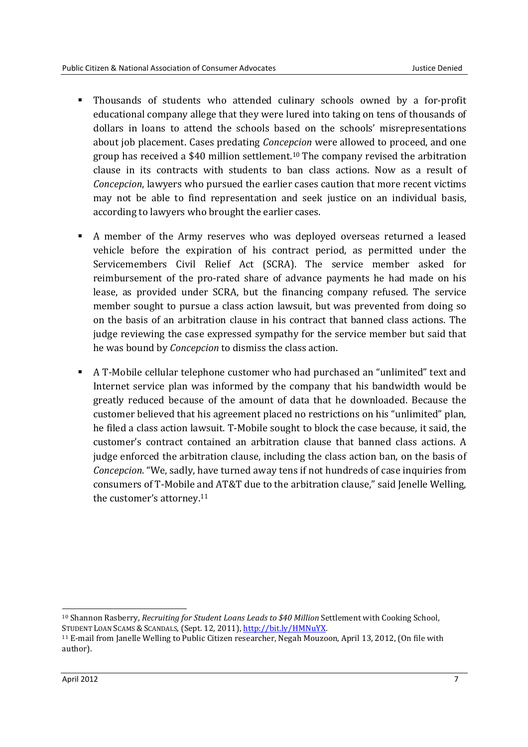- Thousands of students who attended culinary schools owned by a for-profit educational company allege that they were lured into taking on tens of thousands of dollars in loans to attend the schools based on the schools' misrepresentations about job placement. Cases predating *Concepcion* were allowed to proceed, and one group has received a $40 million settlement.[10] The company revised the arbitration clause in its contracts with students to ban class actions. Now as a result of *Concepcion*, lawyers who pursued the earlier cases caution that more recent victims may not be able to find representation and seek justice on an individual basis, according to lawyers who brought the earlier cases.

- A member of the Army reserves who was deployed overseas returned a leased vehicle before the expiration of his contract period, as permitted under the Servicemembers Civil Relief Act (SCRA). The service member asked for reimbursement of the pro-rated share of advance payments he had made on his lease, as provided under SCRA, but the financing company refused. The service member sought to pursue a class action lawsuit, but was prevented from doing so on the basis of an arbitration clause in his contract that banned class actions. The judge reviewing the case expressed sympathy for the service member but said that he was bound by *Concepcion* to dismiss the class action.

- A T-Mobile cellular telephone customer who had purchased an "unlimited" text and Internet service plan was informed by the company that his bandwidth would be greatly reduced because of the amount of data that he downloaded. Because the customer believed that his agreement placed no restrictions on his "unlimited" plan, he filed a class action lawsuit. T-Mobile sought to block the case because, it said, the customer's contract contained an arbitration clause that banned class actions. A judge enforced the arbitration clause, including the class action ban, on the basis of *Concepcion*. "We, sadly, have turned away tens if not hundreds of case inquiries from consumers of T-Mobile and AT&T due to the arbitration clause," said Jenelle Welling, the customer's attorney.[11]

---

[10] Shannon Rasberry, *Recruiting for Student Loans Leads to $40 Million* Settlement with Cooking School, STUDENT LOAN SCAMS & SCANDALS, (Sept. 12, 2011), http://bit.ly/HMNuYX.

[11] E-mail from Janelle Welling to Public Citizen researcher, Negah Mouzoon, April 13, 2012, (On file with author).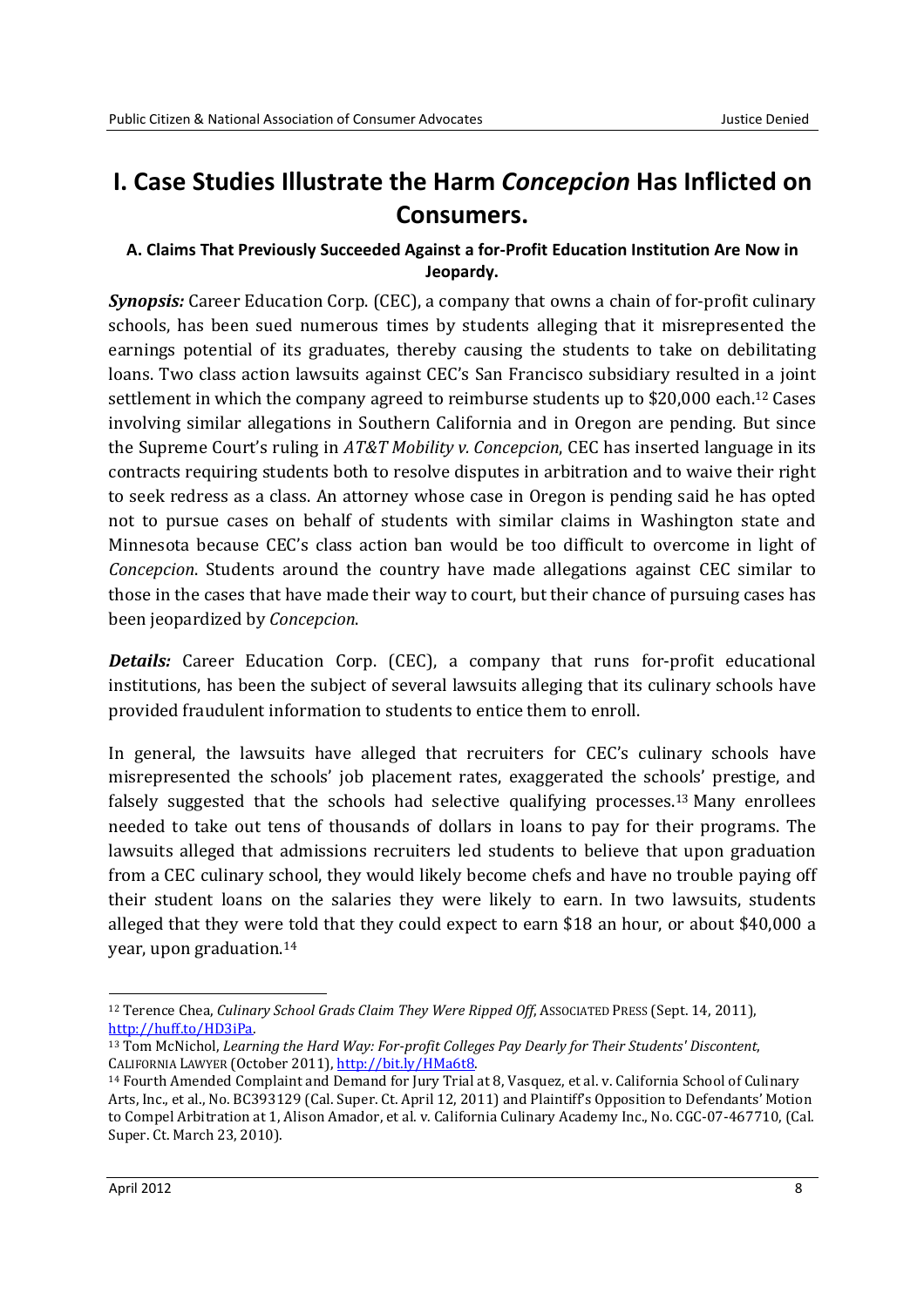# I. Case Studies Illustrate the Harm *Concepcion* Has Inflicted on Consumers.

### A. Claims That Previously Succeeded Against a for-Profit Education Institution Are Now in Jeopardy.

***Synopsis:*** Career Education Corp. (CEC), a company that owns a chain of for-profit culinary schools, has been sued numerous times by students alleging that it misrepresented the earnings potential of its graduates, thereby causing the students to take on debilitating loans. Two class action lawsuits against CEC's San Francisco subsidiary resulted in a joint settlement in which the company agreed to reimburse students up to $20,000 each.[12] Cases involving similar allegations in Southern California and in Oregon are pending. But since the Supreme Court's ruling in *AT&T Mobility v. Concepcion*, CEC has inserted language in its contracts requiring students both to resolve disputes in arbitration and to waive their right to seek redress as a class. An attorney whose case in Oregon is pending said he has opted not to pursue cases on behalf of students with similar claims in Washington state and Minnesota because CEC's class action ban would be too difficult to overcome in light of *Concepcion*. Students around the country have made allegations against CEC similar to those in the cases that have made their way to court, but their chance of pursuing cases has been jeopardized by *Concepcion*.

***Details:*** Career Education Corp. (CEC), a company that runs for-profit educational institutions, has been the subject of several lawsuits alleging that its culinary schools have provided fraudulent information to students to entice them to enroll.

In general, the lawsuits have alleged that recruiters for CEC's culinary schools have misrepresented the schools' job placement rates, exaggerated the schools' prestige, and falsely suggested that the schools had selective qualifying processes.[13] Many enrollees needed to take out tens of thousands of dollars in loans to pay for their programs. The lawsuits alleged that admissions recruiters led students to believe that upon graduation from a CEC culinary school, they would likely become chefs and have no trouble paying off their student loans on the salaries they were likely to earn. In two lawsuits, students alleged that they were told that they could expect to earn $18 an hour, or about $40,000 a year, upon graduation.[14]

---

[12] Terence Chea, *Culinary School Grads Claim They Were Ripped Off*, ASSOCIATED PRESS (Sept. 14, 2011), http://huff.to/HD3iPa.

[13] Tom McNichol, *Learning the Hard Way: For-profit Colleges Pay Dearly for Their Students' Discontent*, CALIFORNIA LAWYER (October 2011), http://bit.ly/HMa6t8.

[14] Fourth Amended Complaint and Demand for Jury Trial at 8, Vasquez, et al. v. California School of Culinary Arts, Inc., et al., No. BC393129 (Cal. Super. Ct. April 12, 2011) and Plaintiff's Opposition to Defendants' Motion to Compel Arbitration at 1, Alison Amador, et al. v. California Culinary Academy Inc., No. CGC-07-467710, (Cal. Super. Ct. March 23, 2010).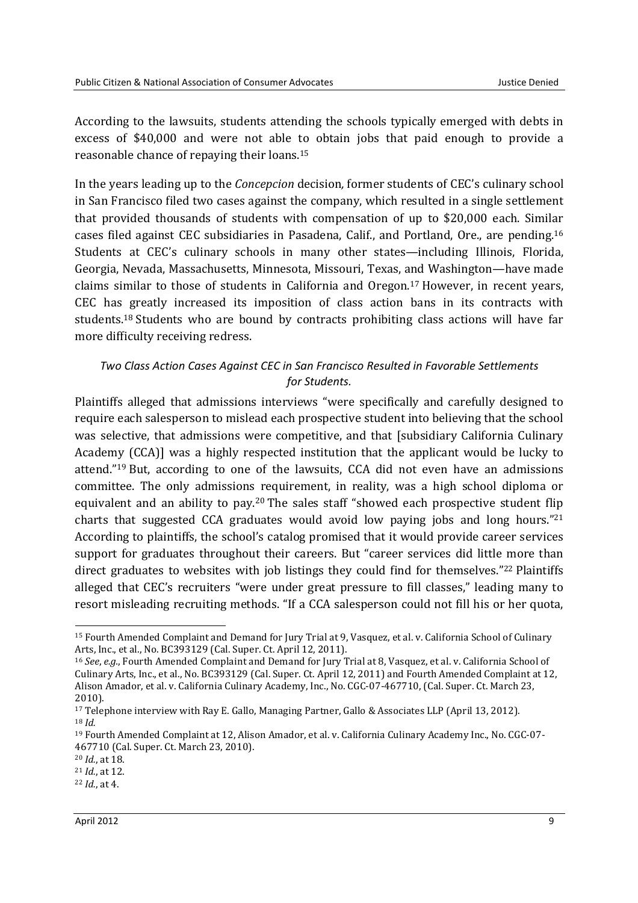According to the lawsuits, students attending the schools typically emerged with debts in excess of $40,000 and were not able to obtain jobs that paid enough to provide a reasonable chance of repaying their loans.[15]

In the years leading up to the *Concepcion* decision, former students of CEC's culinary school in San Francisco filed two cases against the company, which resulted in a single settlement that provided thousands of students with compensation of up to $20,000 each. Similar cases filed against CEC subsidiaries in Pasadena, Calif., and Portland, Ore., are pending.[16] Students at CEC's culinary schools in many other states—including Illinois, Florida, Georgia, Nevada, Massachusetts, Minnesota, Missouri, Texas, and Washington—have made claims similar to those of students in California and Oregon.[17] However, in recent years, CEC has greatly increased its imposition of class action bans in its contracts with students.[18] Students who are bound by contracts prohibiting class actions will have far more difficulty receiving redress.

*Two Class Action Cases Against CEC in San Francisco Resulted in Favorable Settlements for Students.*

Plaintiffs alleged that admissions interviews "were specifically and carefully designed to require each salesperson to mislead each prospective student into believing that the school was selective, that admissions were competitive, and that [subsidiary California Culinary Academy (CCA)] was a highly respected institution that the applicant would be lucky to attend."[19] But, according to one of the lawsuits, CCA did not even have an admissions committee. The only admissions requirement, in reality, was a high school diploma or equivalent and an ability to pay.[20] The sales staff "showed each prospective student flip charts that suggested CCA graduates would avoid low paying jobs and long hours."[21] According to plaintiffs, the school's catalog promised that it would provide career services support for graduates throughout their careers. But "career services did little more than direct graduates to websites with job listings they could find for themselves."[22] Plaintiffs alleged that CEC's recruiters "were under great pressure to fill classes," leading many to resort misleading recruiting methods. "If a CCA salesperson could not fill his or her quota,

---

[15] Fourth Amended Complaint and Demand for Jury Trial at 9, Vasquez, et al. v. California School of Culinary Arts, Inc., et al., No. BC393129 (Cal. Super. Ct. April 12, 2011).

[16] *See, e.g.*, Fourth Amended Complaint and Demand for Jury Trial at 8, Vasquez, et al. v. California School of Culinary Arts, Inc., et al., No. BC393129 (Cal. Super. Ct. April 12, 2011) and Fourth Amended Complaint at 12, Alison Amador, et al. v. California Culinary Academy, Inc., No. CGC-07-467710, (Cal. Super. Ct. March 23, 2010).

[17] Telephone interview with Ray E. Gallo, Managing Partner, Gallo & Associates LLP (April 13, 2012).

[18] *Id.*

[19] Fourth Amended Complaint at 12, Alison Amador, et al. v. California Culinary Academy Inc., No. CGC-07-467710 (Cal. Super. Ct. March 23, 2010).

[20] *Id.*, at 18.

[21] *Id.*, at 12.

[22] *Id.*, at 4.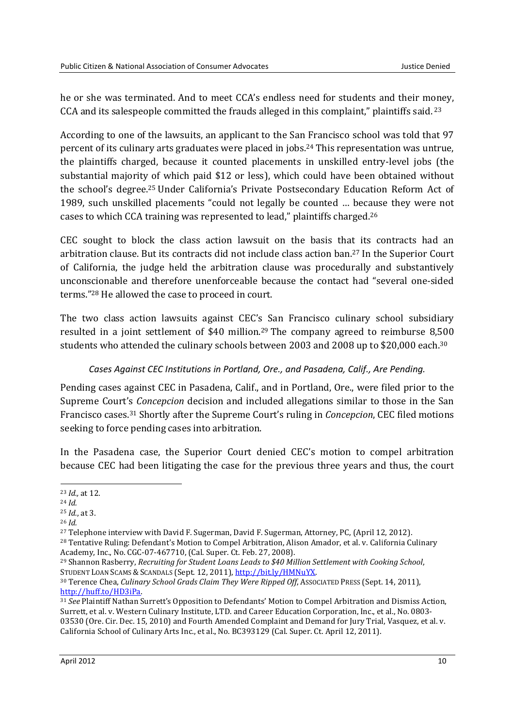he or she was terminated. And to meet CCA's endless need for students and their money, CCA and its salespeople committed the frauds alleged in this complaint," plaintiffs said.[23]

According to one of the lawsuits, an applicant to the San Francisco school was told that 97 percent of its culinary arts graduates were placed in jobs.[24] This representation was untrue, the plaintiffs charged, because it counted placements in unskilled entry-level jobs (the substantial majority of which paid $12 or less), which could have been obtained without the school's degree.[25] Under California's Private Postsecondary Education Reform Act of 1989, such unskilled placements "could not legally be counted … because they were not cases to which CCA training was represented to lead," plaintiffs charged.[26]

CEC sought to block the class action lawsuit on the basis that its contracts had an arbitration clause. But its contracts did not include class action ban.[27] In the Superior Court of California, the judge held the arbitration clause was procedurally and substantively unconscionable and therefore unenforceable because the contact had "several one-sided terms."[28] He allowed the case to proceed in court.

The two class action lawsuits against CEC's San Francisco culinary school subsidiary resulted in a joint settlement of $40 million.[29] The company agreed to reimburse 8,500 students who attended the culinary schools between 2003 and 2008 up to $20,000 each.[30]

*Cases Against CEC Institutions in Portland, Ore., and Pasadena, Calif., Are Pending.*

Pending cases against CEC in Pasadena, Calif., and in Portland, Ore., were filed prior to the Supreme Court's *Concepcion* decision and included allegations similar to those in the San Francisco cases.[31] Shortly after the Supreme Court's ruling in *Concepcion*, CEC filed motions seeking to force pending cases into arbitration.

In the Pasadena case, the Superior Court denied CEC's motion to compel arbitration because CEC had been litigating the case for the previous three years and thus, the court

---

[23] *Id.,* at 12.

[24] *Id.*

[25] *Id.*, at 3.

[26] *Id.*

[27] Telephone interview with David F. Sugerman, David F. Sugerman, Attorney, PC, (April 12, 2012).

[28] Tentative Ruling: Defendant's Motion to Compel Arbitration, Alison Amador, et al. v. California Culinary Academy, Inc., No. CGC-07-467710, (Cal. Super. Ct. Feb. 27, 2008).

[29] Shannon Rasberry, *Recruiting for Student Loans Leads to $40 Million Settlement with Cooking School*, STUDENT LOAN SCAMS & SCANDALS (Sept. 12, 2011), http://bit.ly/HMNuYX.

[30] Terence Chea, *Culinary School Grads Claim They Were Ripped Off*, ASSOCIATED PRESS (Sept. 14, 2011), http://huff.to/HD3iPa.

[31] *See* Plaintiff Nathan Surrett's Opposition to Defendants' Motion to Compel Arbitration and Dismiss Action, Surrett, et al. v. Western Culinary Institute, LTD. and Career Education Corporation, Inc., et al., No. 0803-03530 (Ore. Cir. Dec. 15, 2010) and Fourth Amended Complaint and Demand for Jury Trial, Vasquez, et al. v. California School of Culinary Arts Inc., et al., No. BC393129 (Cal. Super. Ct. April 12, 2011).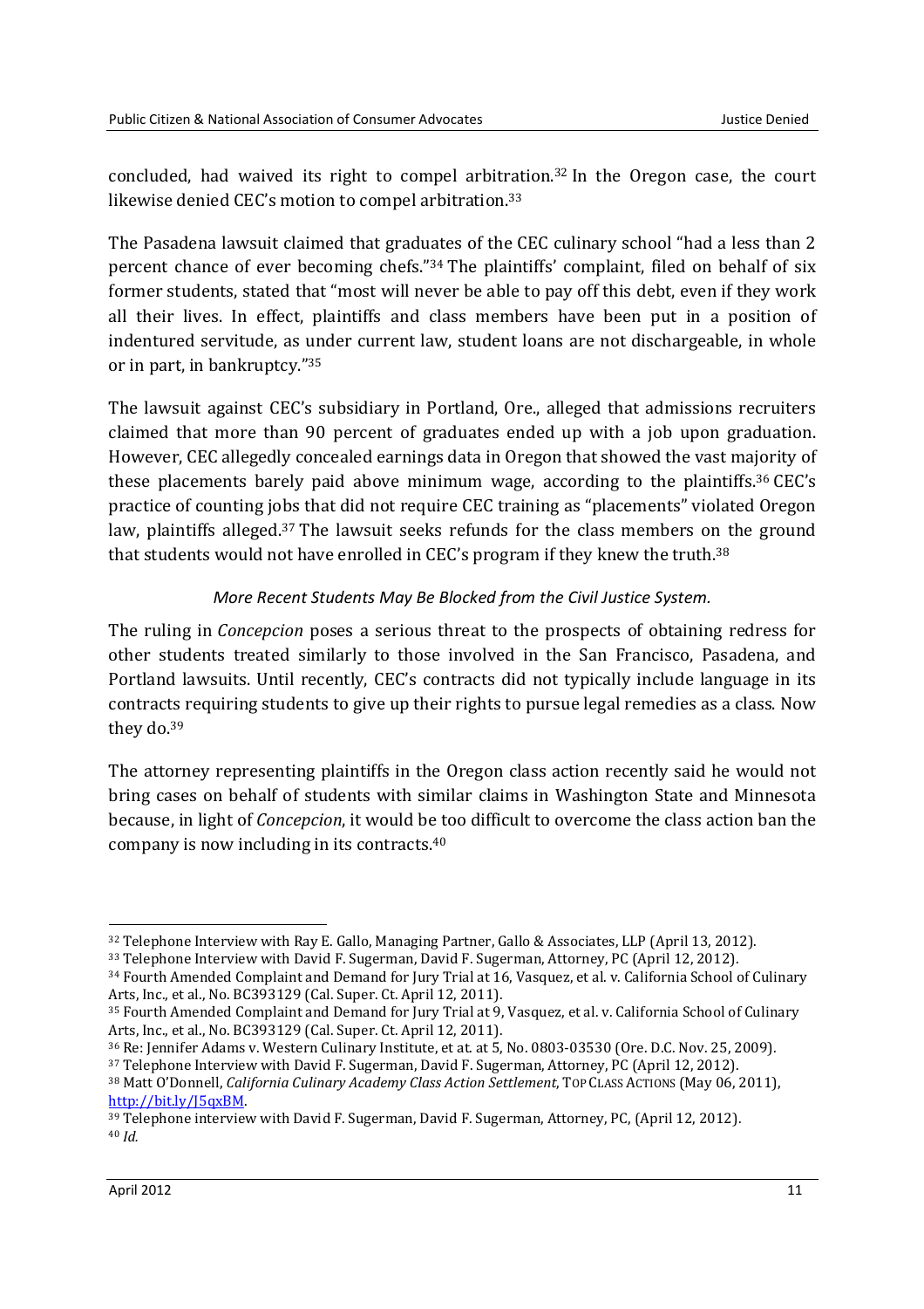concluded, had waived its right to compel arbitration.[32] In the Oregon case, the court likewise denied CEC's motion to compel arbitration.[33]

The Pasadena lawsuit claimed that graduates of the CEC culinary school "had a less than 2 percent chance of ever becoming chefs."[34] The plaintiffs' complaint, filed on behalf of six former students, stated that "most will never be able to pay off this debt, even if they work all their lives. In effect, plaintiffs and class members have been put in a position of indentured servitude, as under current law, student loans are not dischargeable, in whole or in part, in bankruptcy."[35]

The lawsuit against CEC's subsidiary in Portland, Ore., alleged that admissions recruiters claimed that more than 90 percent of graduates ended up with a job upon graduation. However, CEC allegedly concealed earnings data in Oregon that showed the vast majority of these placements barely paid above minimum wage, according to the plaintiffs.[36] CEC's practice of counting jobs that did not require CEC training as "placements" violated Oregon law, plaintiffs alleged.[37] The lawsuit seeks refunds for the class members on the ground that students would not have enrolled in CEC's program if they knew the truth.[38]

*More Recent Students May Be Blocked from the Civil Justice System.*

The ruling in *Concepcion* poses a serious threat to the prospects of obtaining redress for other students treated similarly to those involved in the San Francisco, Pasadena, and Portland lawsuits. Until recently, CEC's contracts did not typically include language in its contracts requiring students to give up their rights to pursue legal remedies as a class. Now they do.[39]

The attorney representing plaintiffs in the Oregon class action recently said he would not bring cases on behalf of students with similar claims in Washington State and Minnesota because, in light of *Concepcion*, it would be too difficult to overcome the class action ban the company is now including in its contracts.[40]

---

[32] Telephone Interview with Ray E. Gallo, Managing Partner, Gallo & Associates, LLP (April 13, 2012).

[33] Telephone Interview with David F. Sugerman, David F. Sugerman, Attorney, PC (April 12, 2012).

[34] Fourth Amended Complaint and Demand for Jury Trial at 16, Vasquez, et al. v. California School of Culinary Arts, Inc., et al., No. BC393129 (Cal. Super. Ct. April 12, 2011).

[35] Fourth Amended Complaint and Demand for Jury Trial at 9, Vasquez, et al. v. California School of Culinary Arts, Inc., et al., No. BC393129 (Cal. Super. Ct. April 12, 2011).

[36] Re: Jennifer Adams v. Western Culinary Institute, et at. at 5, No. 0803-03530 (Ore. D.C. Nov. 25, 2009).

[37] Telephone Interview with David F. Sugerman, David F. Sugerman, Attorney, PC (April 12, 2012).

[38] Matt O'Donnell, *California Culinary Academy Class Action Settlement*, TOP CLASS ACTIONS (May 06, 2011), http://bit.ly/J5qxBM.

[39] Telephone interview with David F. Sugerman, David F. Sugerman, Attorney, PC, (April 12, 2012).

[40] *Id.*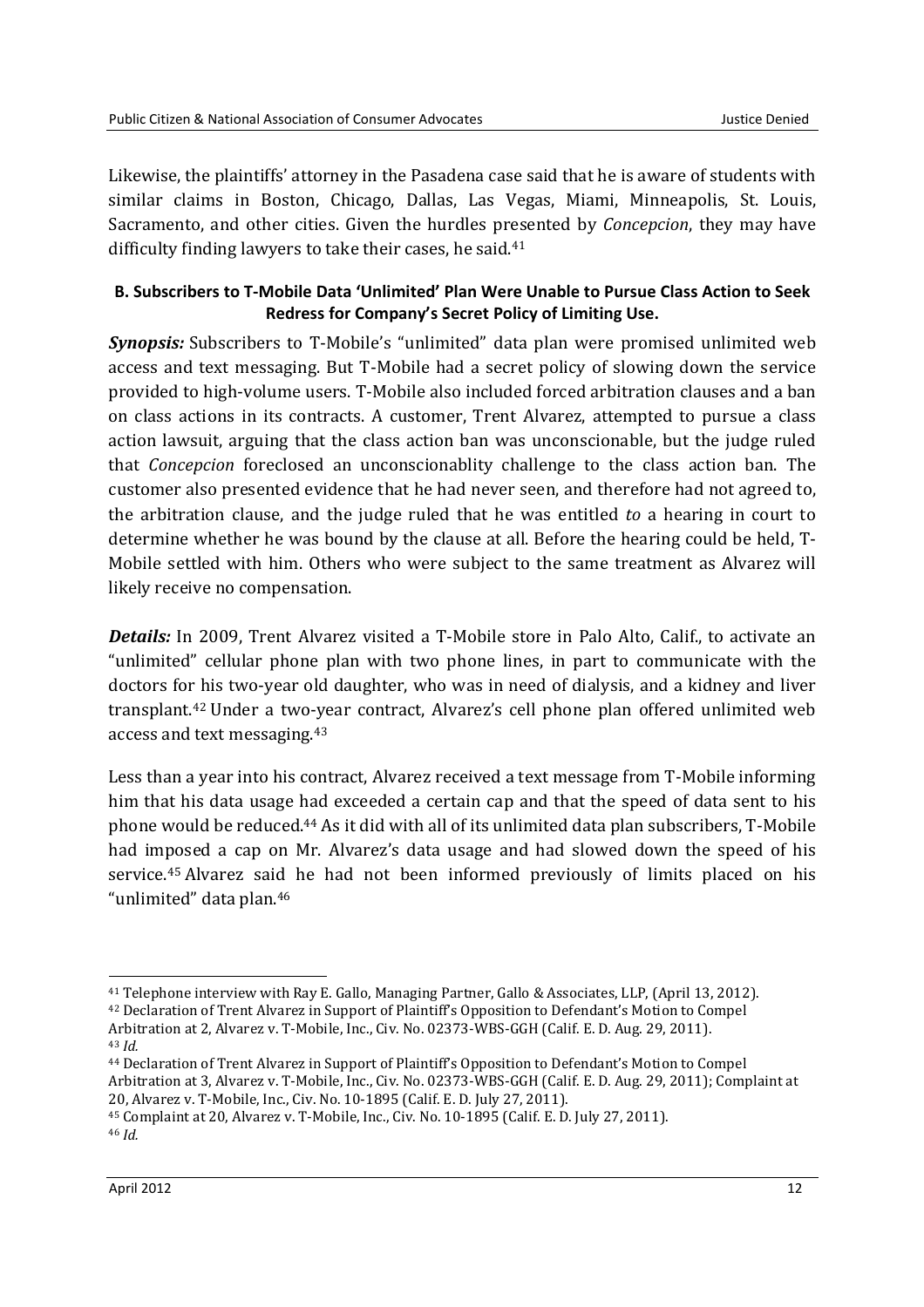Likewise, the plaintiffs' attorney in the Pasadena case said that he is aware of students with similar claims in Boston, Chicago, Dallas, Las Vegas, Miami, Minneapolis, St. Louis, Sacramento, and other cities. Given the hurdles presented by *Concepcion*, they may have difficulty finding lawyers to take their cases, he said.[41]

### B. Subscribers to T-Mobile Data 'Unlimited' Plan Were Unable to Pursue Class Action to Seek Redress for Company's Secret Policy of Limiting Use.

***Synopsis:*** Subscribers to T-Mobile's "unlimited" data plan were promised unlimited web access and text messaging. But T-Mobile had a secret policy of slowing down the service provided to high-volume users. T-Mobile also included forced arbitration clauses and a ban on class actions in its contracts. A customer, Trent Alvarez, attempted to pursue a class action lawsuit, arguing that the class action ban was unconscionable, but the judge ruled that *Concepcion* foreclosed an unconscionablity challenge to the class action ban. The customer also presented evidence that he had never seen, and therefore had not agreed to, the arbitration clause, and the judge ruled that he was entitled *to* a hearing in court to determine whether he was bound by the clause at all. Before the hearing could be held, T-Mobile settled with him. Others who were subject to the same treatment as Alvarez will likely receive no compensation.

***Details:*** In 2009, Trent Alvarez visited a T-Mobile store in Palo Alto, Calif., to activate an "unlimited" cellular phone plan with two phone lines, in part to communicate with the doctors for his two-year old daughter, who was in need of dialysis, and a kidney and liver transplant.[42] Under a two-year contract, Alvarez's cell phone plan offered unlimited web access and text messaging.[43]

Less than a year into his contract, Alvarez received a text message from T-Mobile informing him that his data usage had exceeded a certain cap and that the speed of data sent to his phone would be reduced.[44] As it did with all of its unlimited data plan subscribers, T-Mobile had imposed a cap on Mr. Alvarez's data usage and had slowed down the speed of his service.[45] Alvarez said he had not been informed previously of limits placed on his "unlimited" data plan.[46]

---

[41] Telephone interview with Ray E. Gallo, Managing Partner, Gallo & Associates, LLP, (April 13, 2012).

[42] Declaration of Trent Alvarez in Support of Plaintiff's Opposition to Defendant's Motion to Compel Arbitration at 2, Alvarez v. T-Mobile, Inc., Civ. No. 02373-WBS-GGH (Calif. E. D. Aug. 29, 2011).

[43] *Id.*

[44] Declaration of Trent Alvarez in Support of Plaintiff's Opposition to Defendant's Motion to Compel Arbitration at 3, Alvarez v. T-Mobile, Inc., Civ. No. 02373-WBS-GGH (Calif. E. D. Aug. 29, 2011); Complaint at 20, Alvarez v. T-Mobile, Inc., Civ. No. 10-1895 (Calif. E. D. July 27, 2011).

[45] Complaint at 20, Alvarez v. T-Mobile, Inc., Civ. No. 10-1895 (Calif. E. D. July 27, 2011).

[46] *Id.*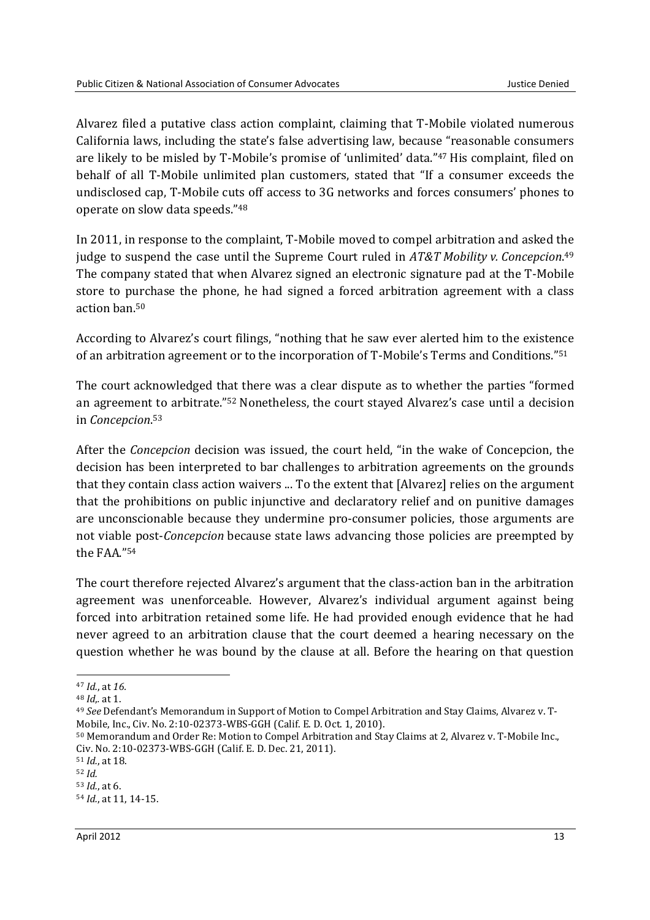Alvarez filed a putative class action complaint, claiming that T-Mobile violated numerous California laws, including the state's false advertising law, because "reasonable consumers are likely to be misled by T-Mobile's promise of 'unlimited' data."[47] His complaint, filed on behalf of all T-Mobile unlimited plan customers, stated that "If a consumer exceeds the undisclosed cap, T-Mobile cuts off access to 3G networks and forces consumers' phones to operate on slow data speeds."[48]

In 2011, in response to the complaint, T-Mobile moved to compel arbitration and asked the judge to suspend the case until the Supreme Court ruled in *AT&T Mobility v. Concepcion*.[49] The company stated that when Alvarez signed an electronic signature pad at the T-Mobile store to purchase the phone, he had signed a forced arbitration agreement with a class action ban.[50]

According to Alvarez's court filings, "nothing that he saw ever alerted him to the existence of an arbitration agreement or to the incorporation of T-Mobile's Terms and Conditions."[51]

The court acknowledged that there was a clear dispute as to whether the parties "formed an agreement to arbitrate."[52] Nonetheless, the court stayed Alvarez's case until a decision in *Concepcion*.[53]

After the *Concepcion* decision was issued, the court held, "in the wake of Concepcion, the decision has been interpreted to bar challenges to arbitration agreements on the grounds that they contain class action waivers ... To the extent that [Alvarez] relies on the argument that the prohibitions on public injunctive and declaratory relief and on punitive damages are unconscionable because they undermine pro-consumer policies, those arguments are not viable post-*Concepcion* because state laws advancing those policies are preempted by the FAA."[54]

The court therefore rejected Alvarez's argument that the class-action ban in the arbitration agreement was unenforceable. However, Alvarez's individual argument against being forced into arbitration retained some life. He had provided enough evidence that he had never agreed to an arbitration clause that the court deemed a hearing necessary on the question whether he was bound by the clause at all. Before the hearing on that question

---

[47] *Id.*, at *16.*

[48] *Id,.* at 1.

[49] *See* Defendant's Memorandum in Support of Motion to Compel Arbitration and Stay Claims, Alvarez v. T-Mobile, Inc., Civ. No. 2:10-02373-WBS-GGH (Calif. E. D. Oct. 1, 2010).

[50] Memorandum and Order Re: Motion to Compel Arbitration and Stay Claims at 2, Alvarez v. T-Mobile Inc., Civ. No. 2:10-02373-WBS-GGH (Calif. E. D. Dec. 21, 2011).

[51] *Id.*, at 18.

[52] *Id.*

[53] *Id.*, at 6.

[54] *Id.*, at 11, 14-15.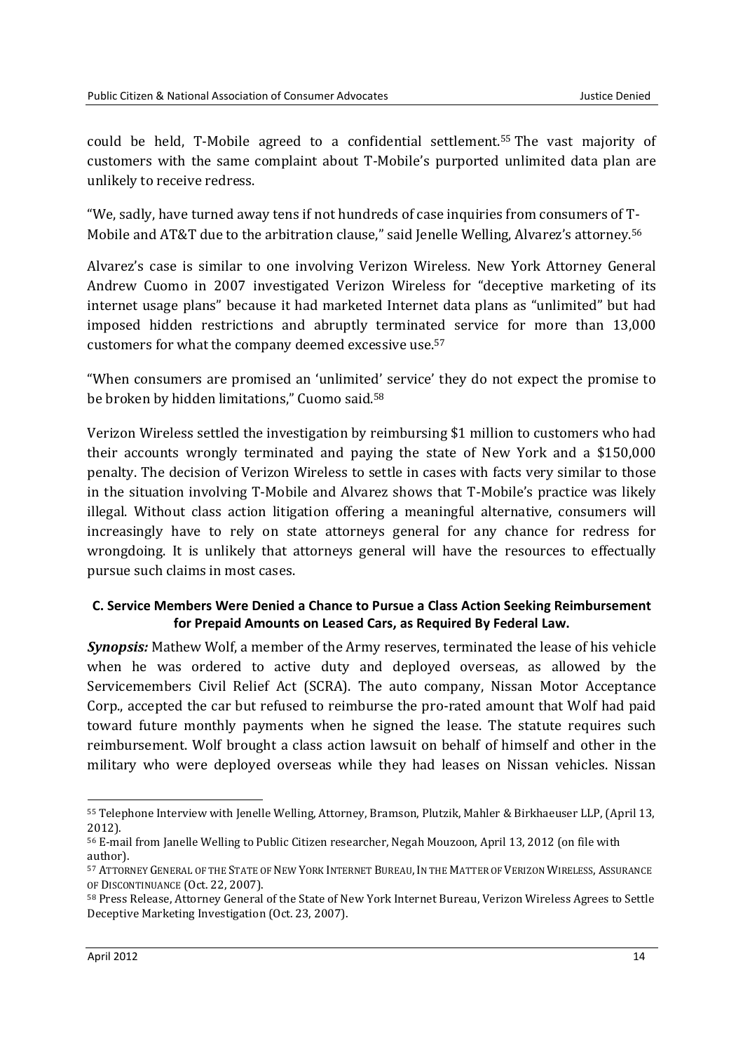could be held, T-Mobile agreed to a confidential settlement.[55] The vast majority of customers with the same complaint about T-Mobile's purported unlimited data plan are unlikely to receive redress.

"We, sadly, have turned away tens if not hundreds of case inquiries from consumers of T-Mobile and AT&T due to the arbitration clause," said Jenelle Welling, Alvarez's attorney.[56]

Alvarez's case is similar to one involving Verizon Wireless. New York Attorney General Andrew Cuomo in 2007 investigated Verizon Wireless for "deceptive marketing of its internet usage plans" because it had marketed Internet data plans as "unlimited" but had imposed hidden restrictions and abruptly terminated service for more than 13,000 customers for what the company deemed excessive use.[57]

"When consumers are promised an 'unlimited' service' they do not expect the promise to be broken by hidden limitations," Cuomo said.[58]

Verizon Wireless settled the investigation by reimbursing $1 million to customers who had their accounts wrongly terminated and paying the state of New York and a $150,000 penalty. The decision of Verizon Wireless to settle in cases with facts very similar to those in the situation involving T-Mobile and Alvarez shows that T-Mobile's practice was likely illegal. Without class action litigation offering a meaningful alternative, consumers will increasingly have to rely on state attorneys general for any chance for redress for wrongdoing. It is unlikely that attorneys general will have the resources to effectually pursue such claims in most cases.

#### C. Service Members Were Denied a Chance to Pursue a Class Action Seeking Reimbursement for Prepaid Amounts on Leased Cars, as Required By Federal Law.

***Synopsis:*** Mathew Wolf, a member of the Army reserves, terminated the lease of his vehicle when he was ordered to active duty and deployed overseas, as allowed by the Servicemembers Civil Relief Act (SCRA). The auto company, Nissan Motor Acceptance Corp., accepted the car but refused to reimburse the pro-rated amount that Wolf had paid toward future monthly payments when he signed the lease. The statute requires such reimbursement. Wolf brought a class action lawsuit on behalf of himself and other in the military who were deployed overseas while they had leases on Nissan vehicles. Nissan

---

[55] Telephone Interview with Jenelle Welling, Attorney, Bramson, Plutzik, Mahler & Birkhaeuser LLP, (April 13, 2012).

[56] E-mail from Janelle Welling to Public Citizen researcher, Negah Mouzoon, April 13, 2012 (on file with author).

[57] Attorney General of the State of New York Internet Bureau, In the Matter of Verizon Wireless, Assurance of Discontinuance (Oct. 22, 2007).

[58] Press Release, Attorney General of the State of New York Internet Bureau, Verizon Wireless Agrees to Settle Deceptive Marketing Investigation (Oct. 23, 2007).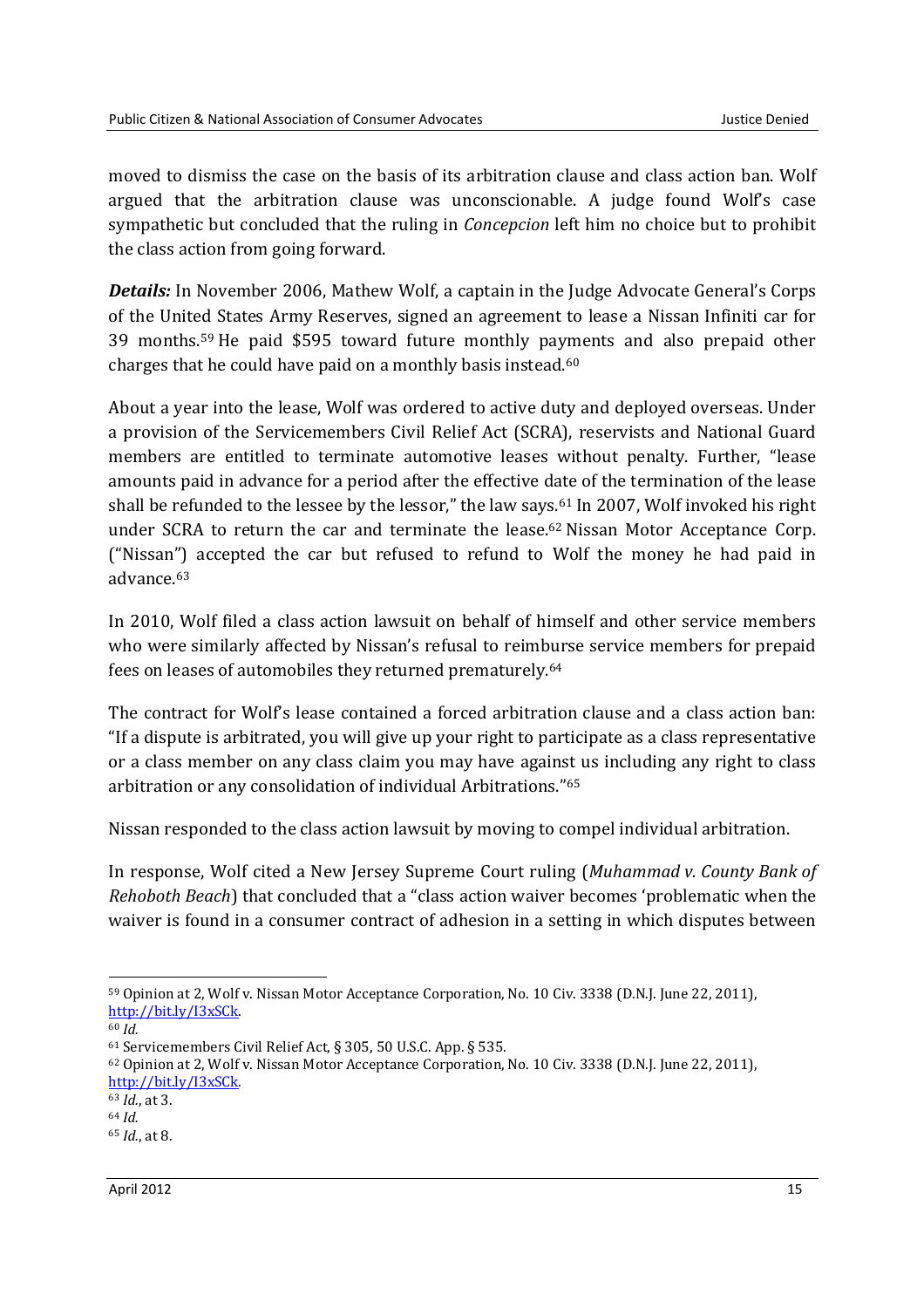moved to dismiss the case on the basis of its arbitration clause and class action ban. Wolf argued that the arbitration clause was unconscionable. A judge found Wolf's case sympathetic but concluded that the ruling in *Concepcion* left him no choice but to prohibit the class action from going forward.

***Details:*** In November 2006, Mathew Wolf, a captain in the Judge Advocate General's Corps of the United States Army Reserves, signed an agreement to lease a Nissan Infiniti car for 39 months.[59] He paid $595 toward future monthly payments and also prepaid other charges that he could have paid on a monthly basis instead.[60]

About a year into the lease, Wolf was ordered to active duty and deployed overseas. Under a provision of the Servicemembers Civil Relief Act (SCRA), reservists and National Guard members are entitled to terminate automotive leases without penalty. Further, "lease amounts paid in advance for a period after the effective date of the termination of the lease shall be refunded to the lessee by the lessor," the law says.[61] In 2007, Wolf invoked his right under SCRA to return the car and terminate the lease.[62] Nissan Motor Acceptance Corp. ("Nissan") accepted the car but refused to refund to Wolf the money he had paid in advance.[63]

In 2010, Wolf filed a class action lawsuit on behalf of himself and other service members who were similarly affected by Nissan's refusal to reimburse service members for prepaid fees on leases of automobiles they returned prematurely.[64]

The contract for Wolf's lease contained a forced arbitration clause and a class action ban: "If a dispute is arbitrated, you will give up your right to participate as a class representative or a class member on any class claim you may have against us including any right to class arbitration or any consolidation of individual Arbitrations."[65]

Nissan responded to the class action lawsuit by moving to compel individual arbitration.

In response, Wolf cited a New Jersey Supreme Court ruling (*Muhammad v. County Bank of Rehoboth Beach*) that concluded that a "class action waiver becomes 'problematic when the waiver is found in a consumer contract of adhesion in a setting in which disputes between

---

[59] Opinion at 2, Wolf v. Nissan Motor Acceptance Corporation, No. 10 Civ. 3338 (D.N.J. June 22, 2011), http://bit.ly/I3xSCk.

[60] *Id.*

[61] Servicemembers Civil Relief Act, § 305, 50 U.S.C. App. § 535.

[62] Opinion at 2, Wolf v. Nissan Motor Acceptance Corporation, No. 10 Civ. 3338 (D.N.J. June 22, 2011), http://bit.ly/I3xSCk.

[63] *Id.*, at 3.

[64] *Id.*

[65] *Id.*, at 8.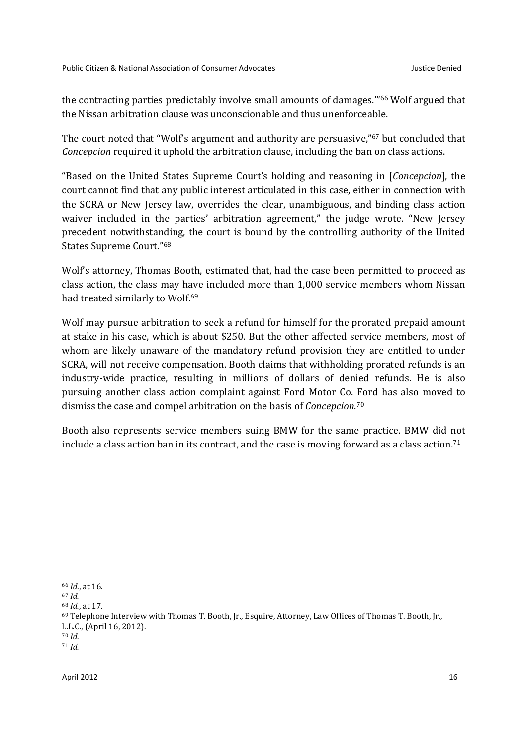the contracting parties predictably involve small amounts of damages.'"[66] Wolf argued that the Nissan arbitration clause was unconscionable and thus unenforceable.

The court noted that "Wolf's argument and authority are persuasive,"[67] but concluded that *Concepcion* required it uphold the arbitration clause, including the ban on class actions.

"Based on the United States Supreme Court's holding and reasoning in [*Concepcion*], the court cannot find that any public interest articulated in this case, either in connection with the SCRA or New Jersey law, overrides the clear, unambiguous, and binding class action waiver included in the parties' arbitration agreement," the judge wrote. "New Jersey precedent notwithstanding, the court is bound by the controlling authority of the United States Supreme Court."[68]

Wolf's attorney, Thomas Booth, estimated that, had the case been permitted to proceed as class action, the class may have included more than 1,000 service members whom Nissan had treated similarly to Wolf.[69]

Wolf may pursue arbitration to seek a refund for himself for the prorated prepaid amount at stake in his case, which is about $250. But the other affected service members, most of whom are likely unaware of the mandatory refund provision they are entitled to under SCRA, will not receive compensation. Booth claims that withholding prorated refunds is an industry-wide practice, resulting in millions of dollars of denied refunds. He is also pursuing another class action complaint against Ford Motor Co. Ford has also moved to dismiss the case and compel arbitration on the basis of *Concepcion*.[70]

Booth also represents service members suing BMW for the same practice. BMW did not include a class action ban in its contract, and the case is moving forward as a class action.[71]

---

[66] *Id.*, at 16.

[67] *Id.*

[68] *Id.*, at 17.

[69] Telephone Interview with Thomas T. Booth, Jr., Esquire, Attorney, Law Offices of Thomas T. Booth, Jr., L.L.C., (April 16, 2012).

[70] *Id.*

[71] *Id.*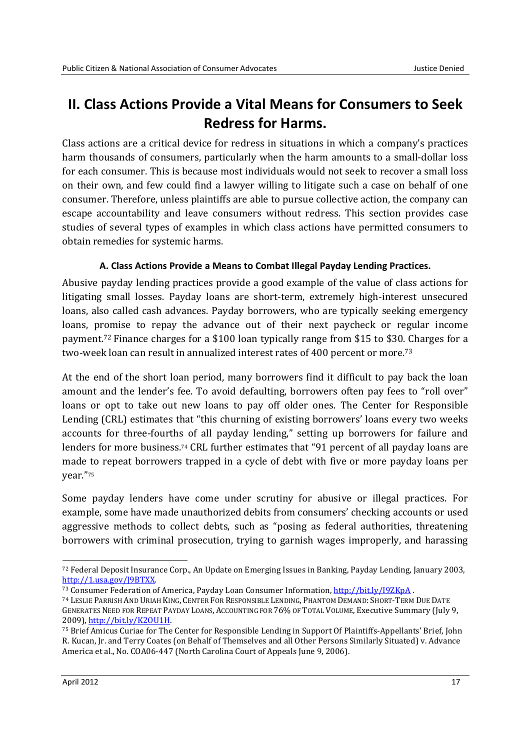## II. Class Actions Provide a Vital Means for Consumers to Seek Redress for Harms.

Class actions are a critical device for redress in situations in which a company's practices harm thousands of consumers, particularly when the harm amounts to a small-dollar loss for each consumer. This is because most individuals would not seek to recover a small loss on their own, and few could find a lawyer willing to litigate such a case on behalf of one consumer. Therefore, unless plaintiffs are able to pursue collective action, the company can escape accountability and leave consumers without redress. This section provides case studies of several types of examples in which class actions have permitted consumers to obtain remedies for systemic harms.

### A. Class Actions Provide a Means to Combat Illegal Payday Lending Practices.

Abusive payday lending practices provide a good example of the value of class actions for litigating small losses. Payday loans are short-term, extremely high-interest unsecured loans, also called cash advances. Payday borrowers, who are typically seeking emergency loans, promise to repay the advance out of their next paycheck or regular income payment.[72] Finance charges for a $100 loan typically range from $15 to $30. Charges for a two-week loan can result in annualized interest rates of 400 percent or more.[73]

At the end of the short loan period, many borrowers find it difficult to pay back the loan amount and the lender's fee. To avoid defaulting, borrowers often pay fees to "roll over" loans or opt to take out new loans to pay off older ones. The Center for Responsible Lending (CRL) estimates that "this churning of existing borrowers' loans every two weeks accounts for three-fourths of all payday lending," setting up borrowers for failure and lenders for more business.[74] CRL further estimates that "91 percent of all payday loans are made to repeat borrowers trapped in a cycle of debt with five or more payday loans per year."[75]

Some payday lenders have come under scrutiny for abusive or illegal practices. For example, some have made unauthorized debits from consumers' checking accounts or used aggressive methods to collect debts, such as "posing as federal authorities, threatening borrowers with criminal prosecution, trying to garnish wages improperly, and harassing

---

[72] Federal Deposit Insurance Corp., An Update on Emerging Issues in Banking, Payday Lending, January 2003, http://1.usa.gov/J9BTXX.

[73] Consumer Federation of America, Payday Loan Consumer Information, http://bit.ly/I9ZKpA .

[74] Leslie Parrish and Uriah King, Center For Responsible Lending, Phantom Demand: Short-Term Due Date Generates Need for Repeat Payday Loans, Accounting for 76% of Total Volume, Executive Summary (July 9, 2009), http://bit.ly/K2OU1H.

[75] Brief Amicus Curiae for The Center for Responsible Lending in Support Of Plaintiffs-Appellants' Brief, John R. Kucan, Jr. and Terry Coates (on Behalf of Themselves and all Other Persons Similarly Situated) v. Advance America et al., No. COA06-447 (North Carolina Court of Appeals June 9, 2006).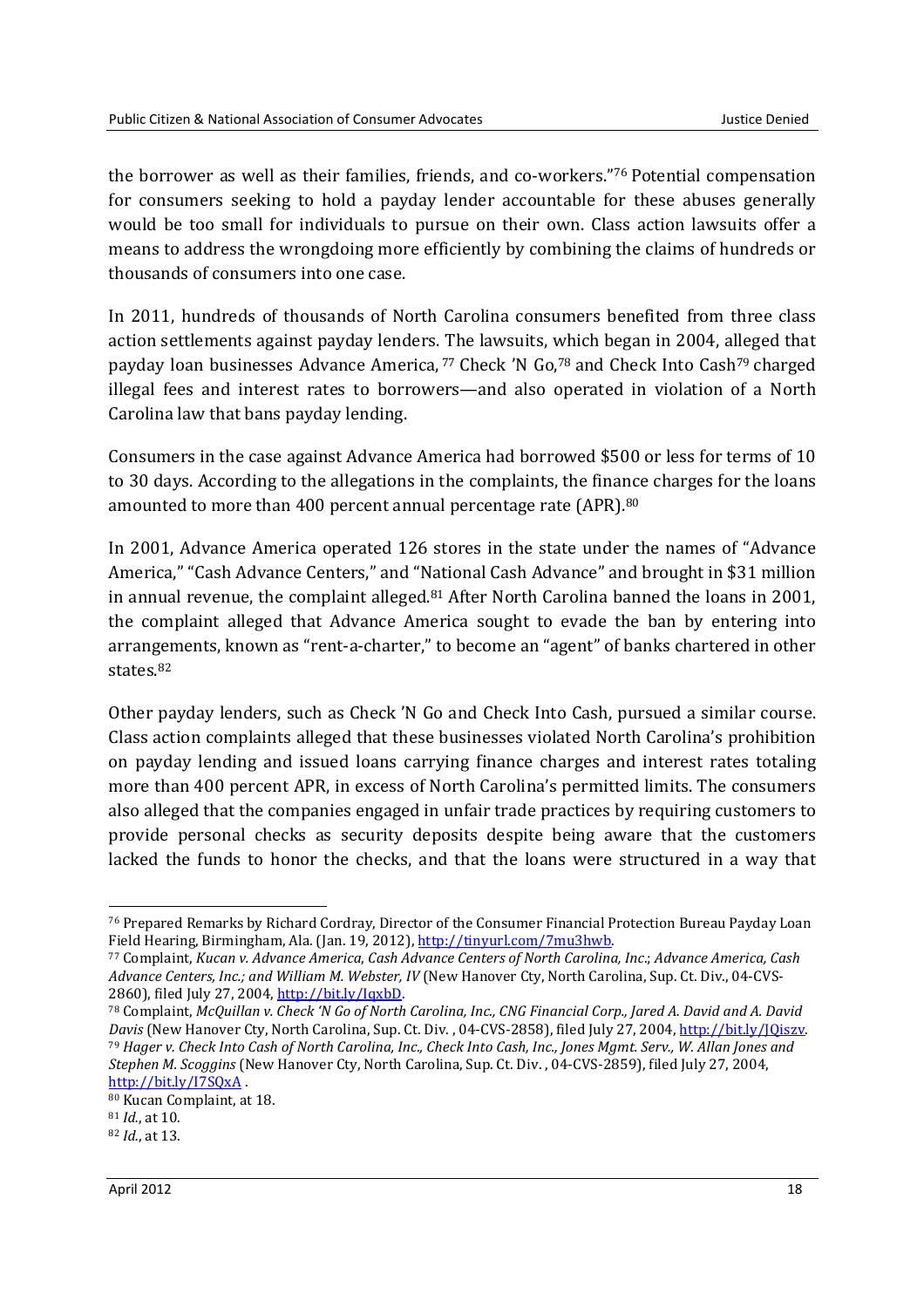the borrower as well as their families, friends, and co-workers."[76] Potential compensation for consumers seeking to hold a payday lender accountable for these abuses generally would be too small for individuals to pursue on their own. Class action lawsuits offer a means to address the wrongdoing more efficiently by combining the claims of hundreds or thousands of consumers into one case.

In 2011, hundreds of thousands of North Carolina consumers benefited from three class action settlements against payday lenders. The lawsuits, which began in 2004, alleged that payday loan businesses Advance America,[77] Check 'N Go,[78] and Check Into Cash[79] charged illegal fees and interest rates to borrowers—and also operated in violation of a North Carolina law that bans payday lending.

Consumers in the case against Advance America had borrowed $500 or less for terms of 10 to 30 days. According to the allegations in the complaints, the finance charges for the loans amounted to more than 400 percent annual percentage rate (APR).[80]

In 2001, Advance America operated 126 stores in the state under the names of "Advance America," "Cash Advance Centers," and "National Cash Advance" and brought in $31 million in annual revenue, the complaint alleged.[81] After North Carolina banned the loans in 2001, the complaint alleged that Advance America sought to evade the ban by entering into arrangements, known as "rent-a-charter," to become an "agent" of banks chartered in other states.[82]

Other payday lenders, such as Check 'N Go and Check Into Cash, pursued a similar course. Class action complaints alleged that these businesses violated North Carolina's prohibition on payday lending and issued loans carrying finance charges and interest rates totaling more than 400 percent APR, in excess of North Carolina's permitted limits. The consumers also alleged that the companies engaged in unfair trade practices by requiring customers to provide personal checks as security deposits despite being aware that the customers lacked the funds to honor the checks, and that the loans were structured in a way that

---

[76] Prepared Remarks by Richard Cordray, Director of the Consumer Financial Protection Bureau Payday Loan Field Hearing, Birmingham, Ala. (Jan. 19, 2012), http://tinyurl.com/7mu3hwb.

[77] Complaint, *Kucan v. Advance America, Cash Advance Centers of North Carolina, Inc.*; *Advance America, Cash Advance Centers, Inc.; and William M. Webster, IV* (New Hanover Cty, North Carolina, Sup. Ct. Div., 04-CVS-2860), filed July 27, 2004, http://bit.ly/IqxbD.

[78] Complaint, *McQuillan v. Check 'N Go of North Carolina, Inc., CNG Financial Corp., Jared A. David and A. David Davis* (New Hanover Cty, North Carolina, Sup. Ct. Div. , 04-CVS-2858), filed July 27, 2004, http://bit.ly/JQiszv.

[79] *Hager v. Check Into Cash of North Carolina, Inc., Check Into Cash, Inc., Jones Mgmt. Serv., W. Allan Jones and Stephen M. Scoggins* (New Hanover Cty, North Carolina, Sup. Ct. Div. , 04-CVS-2859), filed July 27, 2004, http://bit.ly/I7SQxA .

[80] Kucan Complaint, at 18.

[81] *Id.*, at 10.

[82] *Id.*, at 13.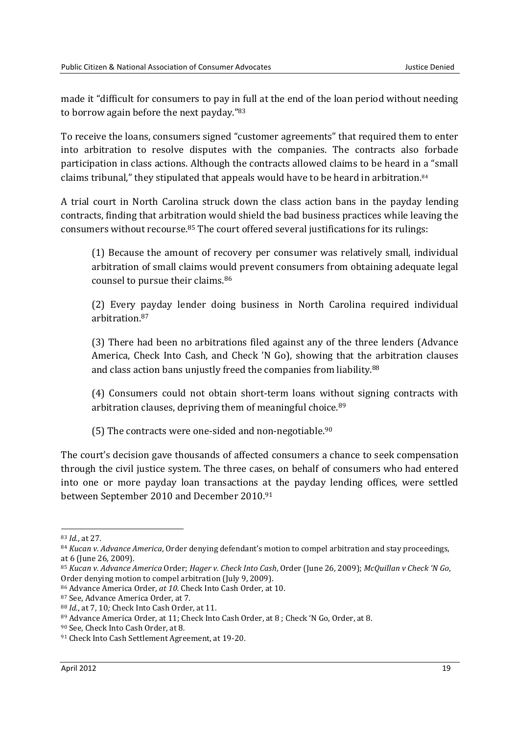made it "difficult for consumers to pay in full at the end of the loan period without needing to borrow again before the next payday."[83]

To receive the loans, consumers signed "customer agreements" that required them to enter into arbitration to resolve disputes with the companies. The contracts also forbade participation in class actions. Although the contracts allowed claims to be heard in a "small claims tribunal," they stipulated that appeals would have to be heard in arbitration.[84]

A trial court in North Carolina struck down the class action bans in the payday lending contracts, finding that arbitration would shield the bad business practices while leaving the consumers without recourse.[85] The court offered several justifications for its rulings:

> (1) Because the amount of recovery per consumer was relatively small, individual arbitration of small claims would prevent consumers from obtaining adequate legal counsel to pursue their claims.[86]
>
> (2) Every payday lender doing business in North Carolina required individual arbitration.[87]
>
> (3) There had been no arbitrations filed against any of the three lenders (Advance America, Check Into Cash, and Check 'N Go), showing that the arbitration clauses and class action bans unjustly freed the companies from liability.[88]
>
> (4) Consumers could not obtain short-term loans without signing contracts with arbitration clauses, depriving them of meaningful choice.[89]
>
> (5) The contracts were one-sided and non-negotiable.[90]

The court's decision gave thousands of affected consumers a chance to seek compensation through the civil justice system. The three cases, on behalf of consumers who had entered into one or more payday loan transactions at the payday lending offices, were settled between September 2010 and December 2010.[91]

---

[83] *Id.*, at 27.

[84] *Kucan v. Advance America*, Order denying defendant's motion to compel arbitration and stay proceedings, at 6 (June 26, 2009).

[85] *Kucan v. Advance America* Order; *Hager v. Check Into Cash*, Order (June 26, 2009); *McQuillan v Check 'N Go*, Order denying motion to compel arbitration (July 9, 2009).

[86] Advance America Order*, at 10.* Check Into Cash Order, at 10.

[87] See, Advance America Order, at 7.

[88] *Id.*, at 7, 10*;* Check Into Cash Order*,* at 11.

[89] Advance America Order, at 11; Check Into Cash Order, at 8 ; Check 'N Go, Order, at 8.

[90] See, Check Into Cash Order, at 8.

[91] Check Into Cash Settlement Agreement, at 19-20.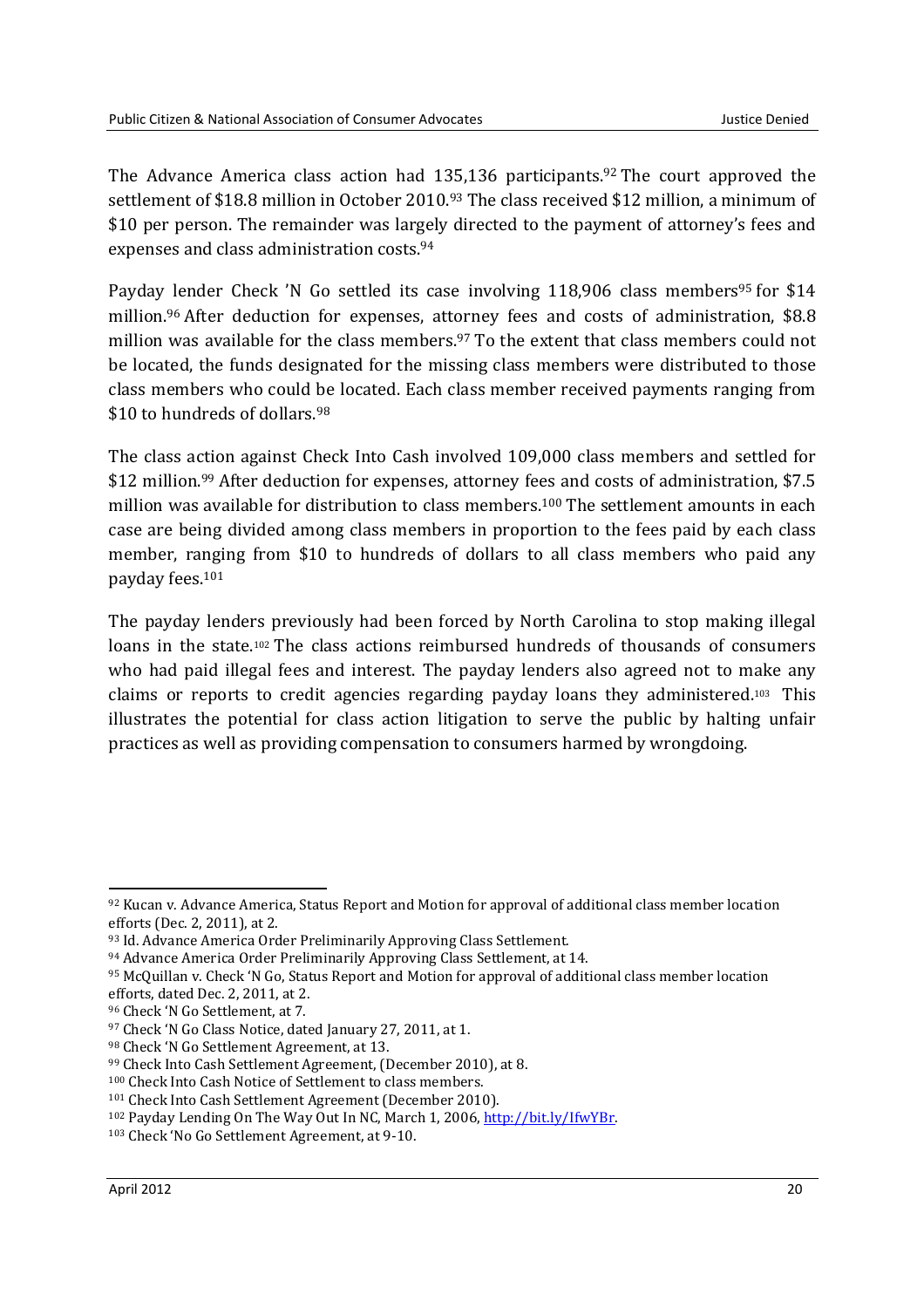The Advance America class action had 135,136 participants.[92] The court approved the settlement of $18.8 million in October 2010.[93] The class received $12 million, a minimum of $10 per person. The remainder was largely directed to the payment of attorney's fees and expenses and class administration costs.[94]

Payday lender Check 'N Go settled its case involving 118,906 class members[95] for $14 million.[96] After deduction for expenses, attorney fees and costs of administration, $8.8 million was available for the class members.[97] To the extent that class members could not be located, the funds designated for the missing class members were distributed to those class members who could be located. Each class member received payments ranging from $10 to hundreds of dollars.[98]

The class action against Check Into Cash involved 109,000 class members and settled for $12 million.[99] After deduction for expenses, attorney fees and costs of administration, $7.5 million was available for distribution to class members.[100] The settlement amounts in each case are being divided among class members in proportion to the fees paid by each class member, ranging from $10 to hundreds of dollars to all class members who paid any payday fees.[101]

The payday lenders previously had been forced by North Carolina to stop making illegal loans in the state.[102] The class actions reimbursed hundreds of thousands of consumers who had paid illegal fees and interest. The payday lenders also agreed not to make any claims or reports to credit agencies regarding payday loans they administered.[103] This illustrates the potential for class action litigation to serve the public by halting unfair practices as well as providing compensation to consumers harmed by wrongdoing.

---

[92] Kucan v. Advance America, Status Report and Motion for approval of additional class member location efforts (Dec. 2, 2011), at 2.

[93] Id. Advance America Order Preliminarily Approving Class Settlement.

[94] Advance America Order Preliminarily Approving Class Settlement, at 14.

[95] McQuillan v. Check 'N Go, Status Report and Motion for approval of additional class member location efforts, dated Dec. 2, 2011, at 2.

[96] Check 'N Go Settlement, at 7.

[97] Check 'N Go Class Notice, dated January 27, 2011, at 1.

[98] Check 'N Go Settlement Agreement, at 13.

[99] Check Into Cash Settlement Agreement, (December 2010), at 8.

[100] Check Into Cash Notice of Settlement to class members.

[101] Check Into Cash Settlement Agreement (December 2010).

[102] Payday Lending On The Way Out In NC, March 1, 2006, http://bit.ly/IfwYBr.

[103] Check 'No Go Settlement Agreement, at 9-10.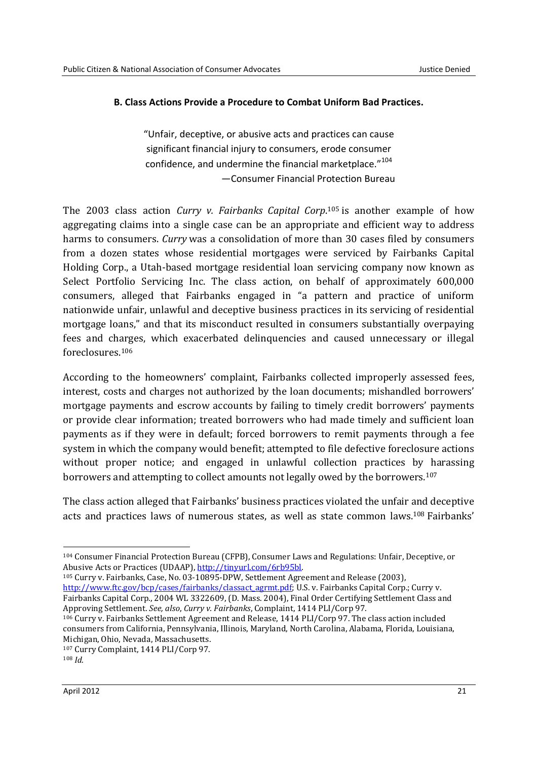### B. Class Actions Provide a Procedure to Combat Uniform Bad Practices.

> "Unfair, deceptive, or abusive acts and practices can cause significant financial injury to consumers, erode consumer confidence, and undermine the financial marketplace."[104]
>
> —Consumer Financial Protection Bureau

The 2003 class action *Curry v. Fairbanks Capital Corp*.[105] is another example of how aggregating claims into a single case can be an appropriate and efficient way to address harms to consumers. *Curry* was a consolidation of more than 30 cases filed by consumers from a dozen states whose residential mortgages were serviced by Fairbanks Capital Holding Corp., a Utah-based mortgage residential loan servicing company now known as Select Portfolio Servicing Inc. The class action, on behalf of approximately 600,000 consumers, alleged that Fairbanks engaged in "a pattern and practice of uniform nationwide unfair, unlawful and deceptive business practices in its servicing of residential mortgage loans," and that its misconduct resulted in consumers substantially overpaying fees and charges, which exacerbated delinquencies and caused unnecessary or illegal foreclosures.[106]

According to the homeowners' complaint, Fairbanks collected improperly assessed fees, interest, costs and charges not authorized by the loan documents; mishandled borrowers' mortgage payments and escrow accounts by failing to timely credit borrowers' payments or provide clear information; treated borrowers who had made timely and sufficient loan payments as if they were in default; forced borrowers to remit payments through a fee system in which the company would benefit; attempted to file defective foreclosure actions without proper notice; and engaged in unlawful collection practices by harassing borrowers and attempting to collect amounts not legally owed by the borrowers.[107]

The class action alleged that Fairbanks' business practices violated the unfair and deceptive acts and practices laws of numerous states, as well as state common laws.[108] Fairbanks'

---

[104] Consumer Financial Protection Bureau (CFPB), Consumer Laws and Regulations: Unfair, Deceptive, or Abusive Acts or Practices (UDAAP), http://tinyurl.com/6rb95bl.

[105] Curry v. Fairbanks, Case, No. 03-10895-DPW, Settlement Agreement and Release (2003), http://www.ftc.gov/bcp/cases/fairbanks/classact_agrmt.pdf; U.S. v. Fairbanks Capital Corp.; Curry v. Fairbanks Capital Corp., 2004 WL 3322609, (D. Mass. 2004), Final Order Certifying Settlement Class and Approving Settlement. *See, also*, *Curry v. Fairbanks*, Complaint, 1414 PLI/Corp 97.

[106] Curry v. Fairbanks Settlement Agreement and Release, 1414 PLI/Corp 97. The class action included consumers from California, Pennsylvania, Illinois, Maryland, North Carolina, Alabama, Florida, Louisiana, Michigan, Ohio, Nevada, Massachusetts.

[107] Curry Complaint, 1414 PLI/Corp 97.

[108] *Id.*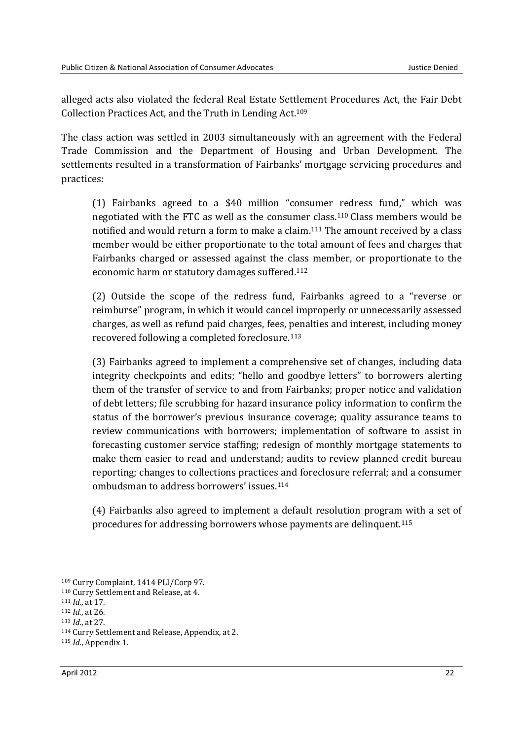alleged acts also violated the federal Real Estate Settlement Procedures Act, the Fair Debt Collection Practices Act, and the Truth in Lending Act.[109]

The class action was settled in 2003 simultaneously with an agreement with the Federal Trade Commission and the Department of Housing and Urban Development. The settlements resulted in a transformation of Fairbanks' mortgage servicing procedures and practices:

> (1) Fairbanks agreed to a $40 million "consumer redress fund," which was negotiated with the FTC as well as the consumer class.[110] Class members would be notified and would return a form to make a claim.[111] The amount received by a class member would be either proportionate to the total amount of fees and charges that Fairbanks charged or assessed against the class member, or proportionate to the economic harm or statutory damages suffered.[112]
>
> (2) Outside the scope of the redress fund, Fairbanks agreed to a "reverse or reimburse" program, in which it would cancel improperly or unnecessarily assessed charges, as well as refund paid charges, fees, penalties and interest, including money recovered following a completed foreclosure.[113]
>
> (3) Fairbanks agreed to implement a comprehensive set of changes, including data integrity checkpoints and edits; "hello and goodbye letters" to borrowers alerting them of the transfer of service to and from Fairbanks; proper notice and validation of debt letters; file scrubbing for hazard insurance policy information to confirm the status of the borrower's previous insurance coverage; quality assurance teams to review communications with borrowers; implementation of software to assist in forecasting customer service staffing; redesign of monthly mortgage statements to make them easier to read and understand; audits to review planned credit bureau reporting; changes to collections practices and foreclosure referral; and a consumer ombudsman to address borrowers' issues.[114]
>
> (4) Fairbanks also agreed to implement a default resolution program with a set of procedures for addressing borrowers whose payments are delinquent.[115]

---

[109] Curry Complaint, 1414 PLI/Corp 97.

[110] Curry Settlement and Release, at 4.

[111] *Id.*, at 17.

[112] *Id.*, at 26.

[113] *Id.*, at 27.

[114] Curry Settlement and Release, Appendix, at 2.

[115] *Id.*, Appendix 1.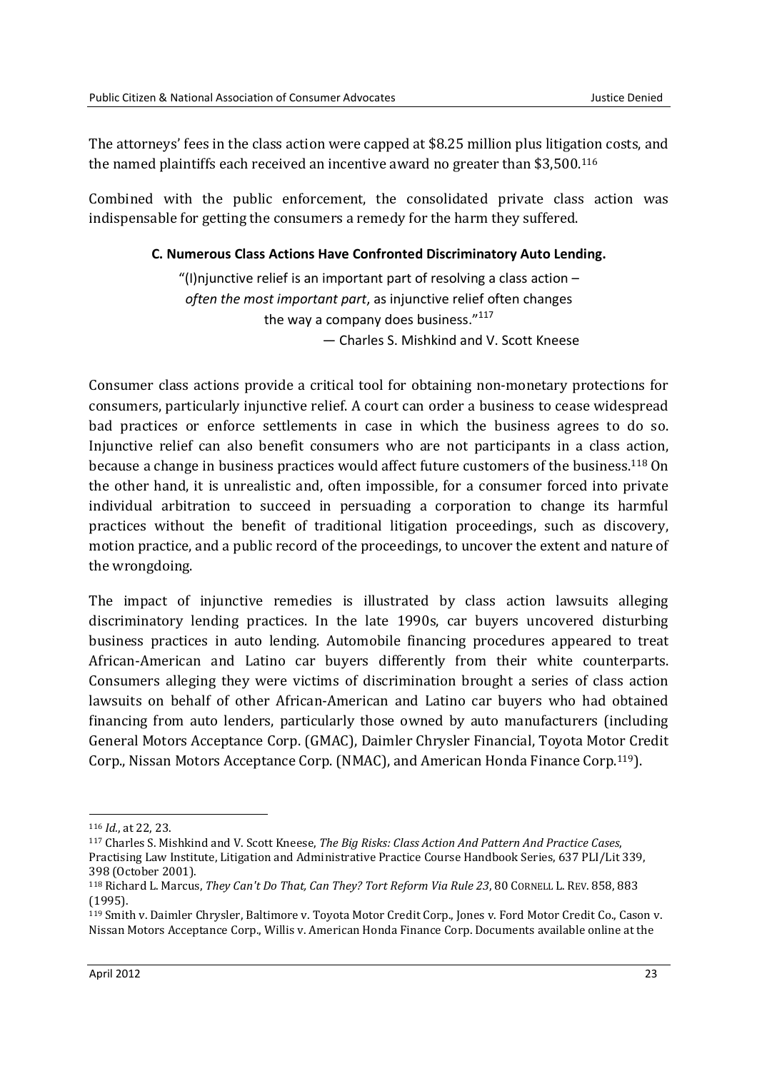The attorneys' fees in the class action were capped at $8.25 million plus litigation costs, and the named plaintiffs each received an incentive award no greater than $3,500.[116]

Combined with the public enforcement, the consolidated private class action was indispensable for getting the consumers a remedy for the harm they suffered.

### C. Numerous Class Actions Have Confronted Discriminatory Auto Lending.

> "(I)njunctive relief is an important part of resolving a class action – *often the most important part*, as injunctive relief often changes the way a company does business."[117]
>
> — Charles S. Mishkind and V. Scott Kneese

Consumer class actions provide a critical tool for obtaining non-monetary protections for consumers, particularly injunctive relief. A court can order a business to cease widespread bad practices or enforce settlements in case in which the business agrees to do so. Injunctive relief can also benefit consumers who are not participants in a class action, because a change in business practices would affect future customers of the business.[118] On the other hand, it is unrealistic and, often impossible, for a consumer forced into private individual arbitration to succeed in persuading a corporation to change its harmful practices without the benefit of traditional litigation proceedings, such as discovery, motion practice, and a public record of the proceedings, to uncover the extent and nature of the wrongdoing.

The impact of injunctive remedies is illustrated by class action lawsuits alleging discriminatory lending practices. In the late 1990s, car buyers uncovered disturbing business practices in auto lending. Automobile financing procedures appeared to treat African-American and Latino car buyers differently from their white counterparts. Consumers alleging they were victims of discrimination brought a series of class action lawsuits on behalf of other African-American and Latino car buyers who had obtained financing from auto lenders, particularly those owned by auto manufacturers (including General Motors Acceptance Corp. (GMAC), Daimler Chrysler Financial, Toyota Motor Credit Corp., Nissan Motors Acceptance Corp. (NMAC), and American Honda Finance Corp.[119]).

---

[116] *Id.*, at 22, 23.

[117] Charles S. Mishkind and V. Scott Kneese, *The Big Risks: Class Action And Pattern And Practice Cases*, Practising Law Institute, Litigation and Administrative Practice Course Handbook Series, 637 PLI/Lit 339, 398 (October 2001).

[118] Richard L. Marcus, *They Can't Do That, Can They? Tort Reform Via Rule 23*, 80 CORNELL L. REV. 858, 883 (1995).

[119] Smith v. Daimler Chrysler, Baltimore v. Toyota Motor Credit Corp., Jones v. Ford Motor Credit Co., Cason v. Nissan Motors Acceptance Corp., Willis v. American Honda Finance Corp. Documents available online at the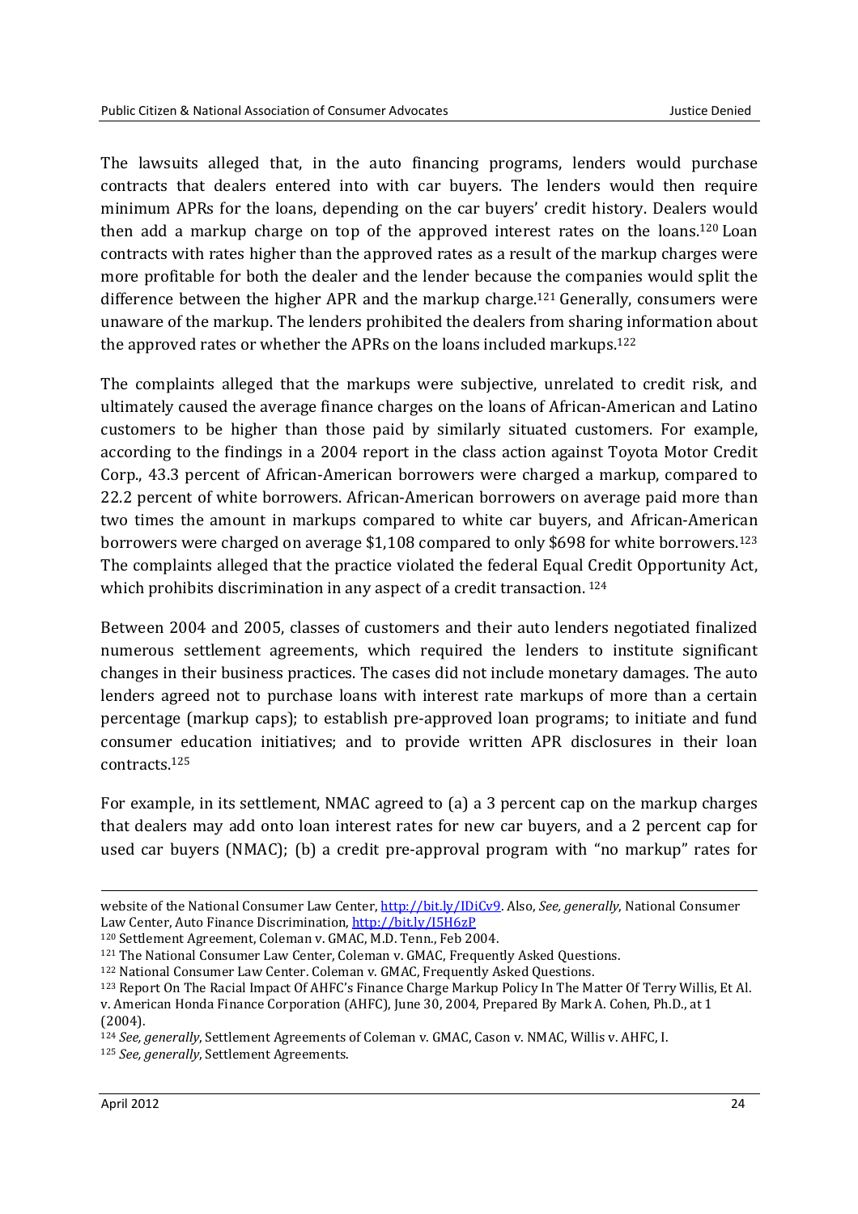The lawsuits alleged that, in the auto financing programs, lenders would purchase contracts that dealers entered into with car buyers. The lenders would then require minimum APRs for the loans, depending on the car buyers' credit history. Dealers would then add a markup charge on top of the approved interest rates on the loans.[120] Loan contracts with rates higher than the approved rates as a result of the markup charges were more profitable for both the dealer and the lender because the companies would split the difference between the higher APR and the markup charge.[121] Generally, consumers were unaware of the markup. The lenders prohibited the dealers from sharing information about the approved rates or whether the APRs on the loans included markups.[122]

The complaints alleged that the markups were subjective, unrelated to credit risk, and ultimately caused the average finance charges on the loans of African-American and Latino customers to be higher than those paid by similarly situated customers. For example, according to the findings in a 2004 report in the class action against Toyota Motor Credit Corp., 43.3 percent of African-American borrowers were charged a markup, compared to 22.2 percent of white borrowers. African-American borrowers on average paid more than two times the amount in markups compared to white car buyers, and African-American borrowers were charged on average $1,108 compared to only $698 for white borrowers.[123] The complaints alleged that the practice violated the federal Equal Credit Opportunity Act, which prohibits discrimination in any aspect of a credit transaction. [124]

Between 2004 and 2005, classes of customers and their auto lenders negotiated finalized numerous settlement agreements, which required the lenders to institute significant changes in their business practices. The cases did not include monetary damages. The auto lenders agreed not to purchase loans with interest rate markups of more than a certain percentage (markup caps); to establish pre-approved loan programs; to initiate and fund consumer education initiatives; and to provide written APR disclosures in their loan contracts.[125]

For example, in its settlement, NMAC agreed to (a) a 3 percent cap on the markup charges that dealers may add onto loan interest rates for new car buyers, and a 2 percent cap for used car buyers (NMAC); (b) a credit pre-approval program with "no markup" rates for

---

website of the National Consumer Law Center, http://bit.ly/IDiCv9. Also, *See, generally*, National Consumer Law Center, Auto Finance Discrimination, http://bit.ly/I5H6zP

[120] Settlement Agreement, Coleman v. GMAC, M.D. Tenn., Feb 2004.

[121] The National Consumer Law Center, Coleman v. GMAC, Frequently Asked Questions.

[122] National Consumer Law Center. Coleman v. GMAC, Frequently Asked Questions.

[123] Report On The Racial Impact Of AHFC's Finance Charge Markup Policy In The Matter Of Terry Willis, Et Al. v. American Honda Finance Corporation (AHFC), June 30, 2004, Prepared By Mark A. Cohen, Ph.D., at 1 (2004).

[124] *See, generally*, Settlement Agreements of Coleman v. GMAC, Cason v. NMAC, Willis v. AHFC, I.

[125] *See, generally*, Settlement Agreements.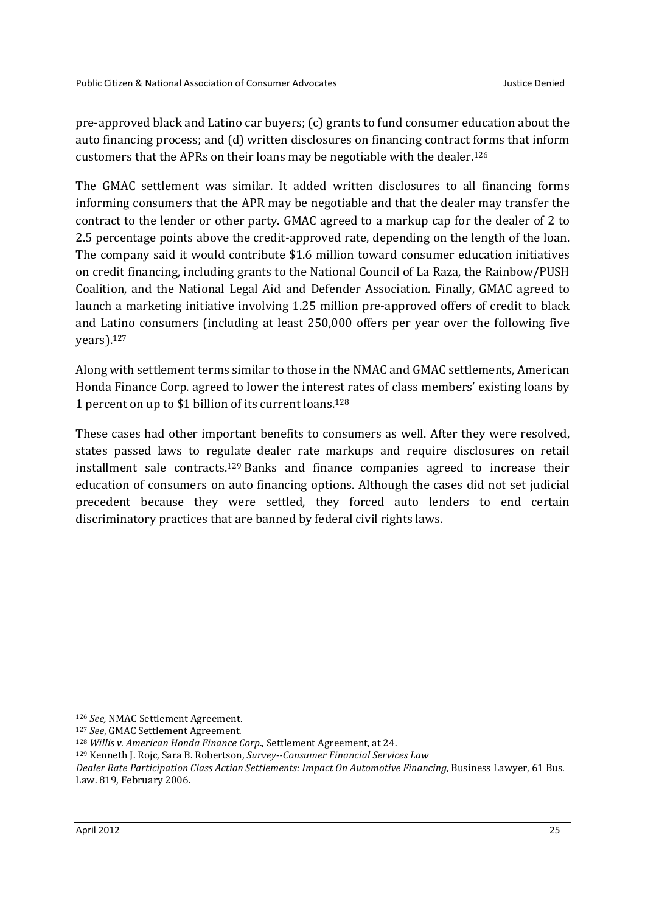pre-approved black and Latino car buyers; (c) grants to fund consumer education about the auto financing process; and (d) written disclosures on financing contract forms that inform customers that the APRs on their loans may be negotiable with the dealer.[126]

The GMAC settlement was similar. It added written disclosures to all financing forms informing consumers that the APR may be negotiable and that the dealer may transfer the contract to the lender or other party. GMAC agreed to a markup cap for the dealer of 2 to 2.5 percentage points above the credit-approved rate, depending on the length of the loan. The company said it would contribute $1.6 million toward consumer education initiatives on credit financing, including grants to the National Council of La Raza, the Rainbow/PUSH Coalition, and the National Legal Aid and Defender Association. Finally, GMAC agreed to launch a marketing initiative involving 1.25 million pre-approved offers of credit to black and Latino consumers (including at least 250,000 offers per year over the following five years).[127]

Along with settlement terms similar to those in the NMAC and GMAC settlements, American Honda Finance Corp. agreed to lower the interest rates of class members' existing loans by 1 percent on up to $1 billion of its current loans.[128]

These cases had other important benefits to consumers as well. After they were resolved, states passed laws to regulate dealer rate markups and require disclosures on retail installment sale contracts.[129] Banks and finance companies agreed to increase their education of consumers on auto financing options. Although the cases did not set judicial precedent because they were settled, they forced auto lenders to end certain discriminatory practices that are banned by federal civil rights laws.

---

[126] *See,* NMAC Settlement Agreement.

[127] *See*, GMAC Settlement Agreement.

[128] *Willis v. American Honda Finance Corp*., Settlement Agreement, at 24.

[129] Kenneth J. Rojc, Sara B. Robertson, *Survey--Consumer Financial Services Law Dealer Rate Participation Class Action Settlements: Impact On Automotive Financing*, Business Lawyer, 61 Bus. Law. 819, February 2006.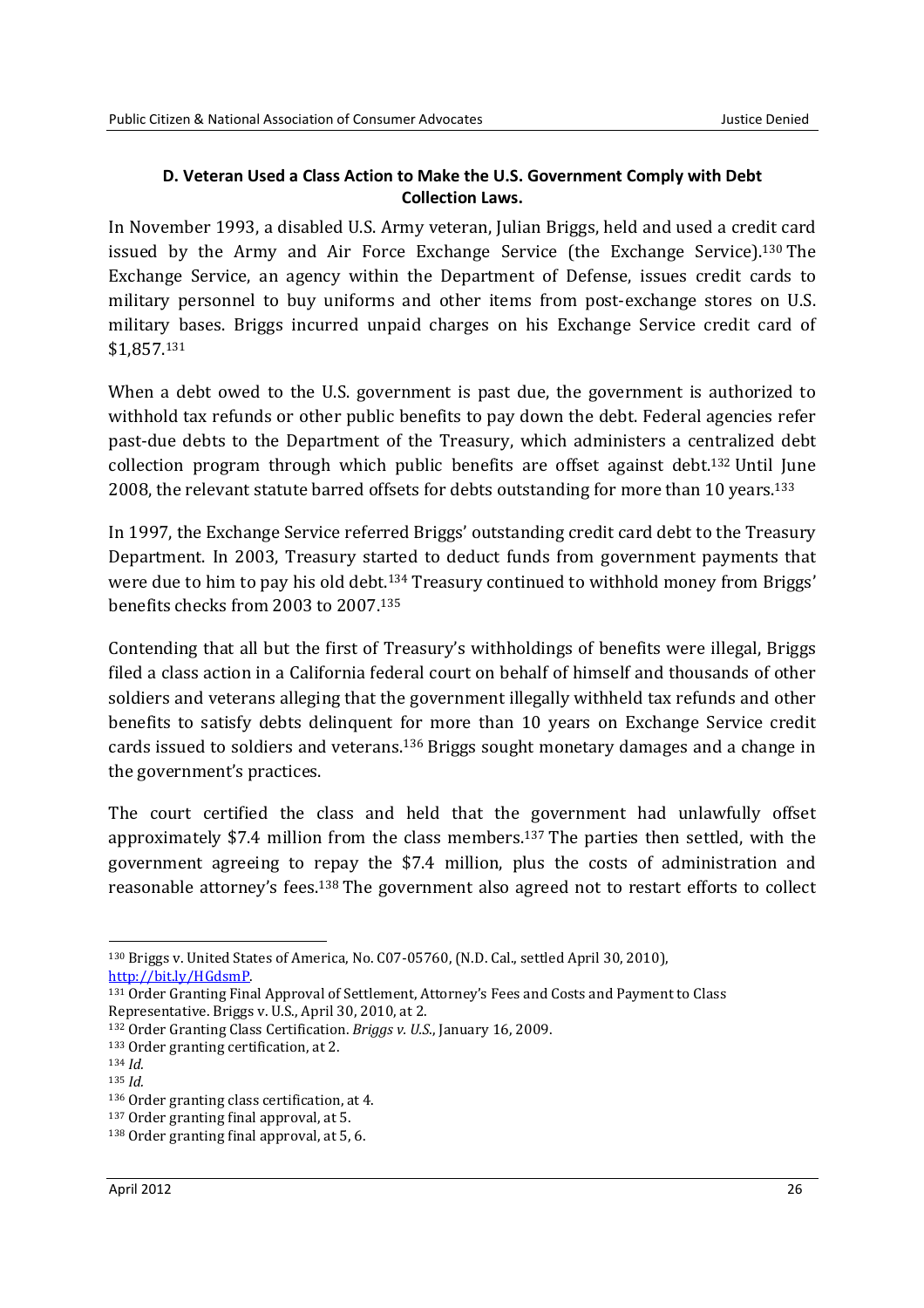### D. Veteran Used a Class Action to Make the U.S. Government Comply with Debt Collection Laws.

In November 1993, a disabled U.S. Army veteran, Julian Briggs, held and used a credit card issued by the Army and Air Force Exchange Service (the Exchange Service).[130] The Exchange Service, an agency within the Department of Defense, issues credit cards to military personnel to buy uniforms and other items from post-exchange stores on U.S. military bases. Briggs incurred unpaid charges on his Exchange Service credit card of $1,857.[131]

When a debt owed to the U.S. government is past due, the government is authorized to withhold tax refunds or other public benefits to pay down the debt. Federal agencies refer past-due debts to the Department of the Treasury, which administers a centralized debt collection program through which public benefits are offset against debt.[132] Until June 2008, the relevant statute barred offsets for debts outstanding for more than 10 years.[133]

In 1997, the Exchange Service referred Briggs' outstanding credit card debt to the Treasury Department. In 2003, Treasury started to deduct funds from government payments that were due to him to pay his old debt.[134] Treasury continued to withhold money from Briggs' benefits checks from 2003 to 2007.[135]

Contending that all but the first of Treasury's withholdings of benefits were illegal, Briggs filed a class action in a California federal court on behalf of himself and thousands of other soldiers and veterans alleging that the government illegally withheld tax refunds and other benefits to satisfy debts delinquent for more than 10 years on Exchange Service credit cards issued to soldiers and veterans.[136] Briggs sought monetary damages and a change in the government's practices.

The court certified the class and held that the government had unlawfully offset approximately $7.4 million from the class members.[137] The parties then settled, with the government agreeing to repay the $7.4 million, plus the costs of administration and reasonable attorney's fees.[138] The government also agreed not to restart efforts to collect

---

[130] Briggs v. United States of America, No. C07-05760, (N.D. Cal., settled April 30, 2010), http://bit.ly/HGdsmP.

[131] Order Granting Final Approval of Settlement, Attorney's Fees and Costs and Payment to Class Representative. Briggs v. U.S., April 30, 2010, at 2.

[132] Order Granting Class Certification. *Briggs v. U.S.*, January 16, 2009.

[133] Order granting certification, at 2.

[134] *Id.*

[135] *Id.*

[136] Order granting class certification, at 4.

[137] Order granting final approval, at 5.

[138] Order granting final approval, at 5, 6.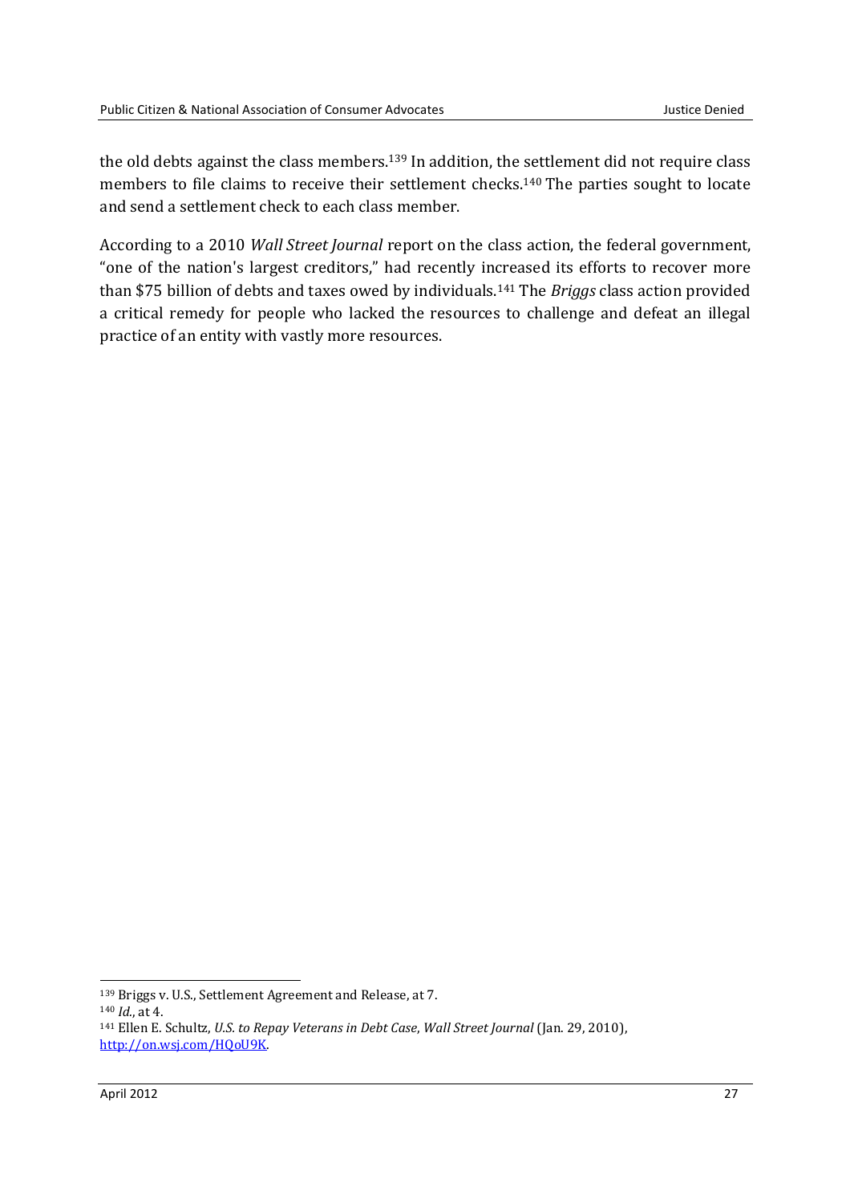the old debts against the class members.[139] In addition, the settlement did not require class members to file claims to receive their settlement checks.[140] The parties sought to locate and send a settlement check to each class member.

According to a 2010 *Wall Street Journal* report on the class action, the federal government, "one of the nation's largest creditors," had recently increased its efforts to recover more than $75 billion of debts and taxes owed by individuals.[141] The *Briggs* class action provided a critical remedy for people who lacked the resources to challenge and defeat an illegal practice of an entity with vastly more resources.

---

[139] Briggs v. U.S., Settlement Agreement and Release, at 7.

[140] *Id.*, at 4.

[141] Ellen E. Schultz, *U.S. to Repay Veterans in Debt Case*, *Wall Street Journal* (Jan. 29, 2010), http://on.wsj.com/HQoU9K.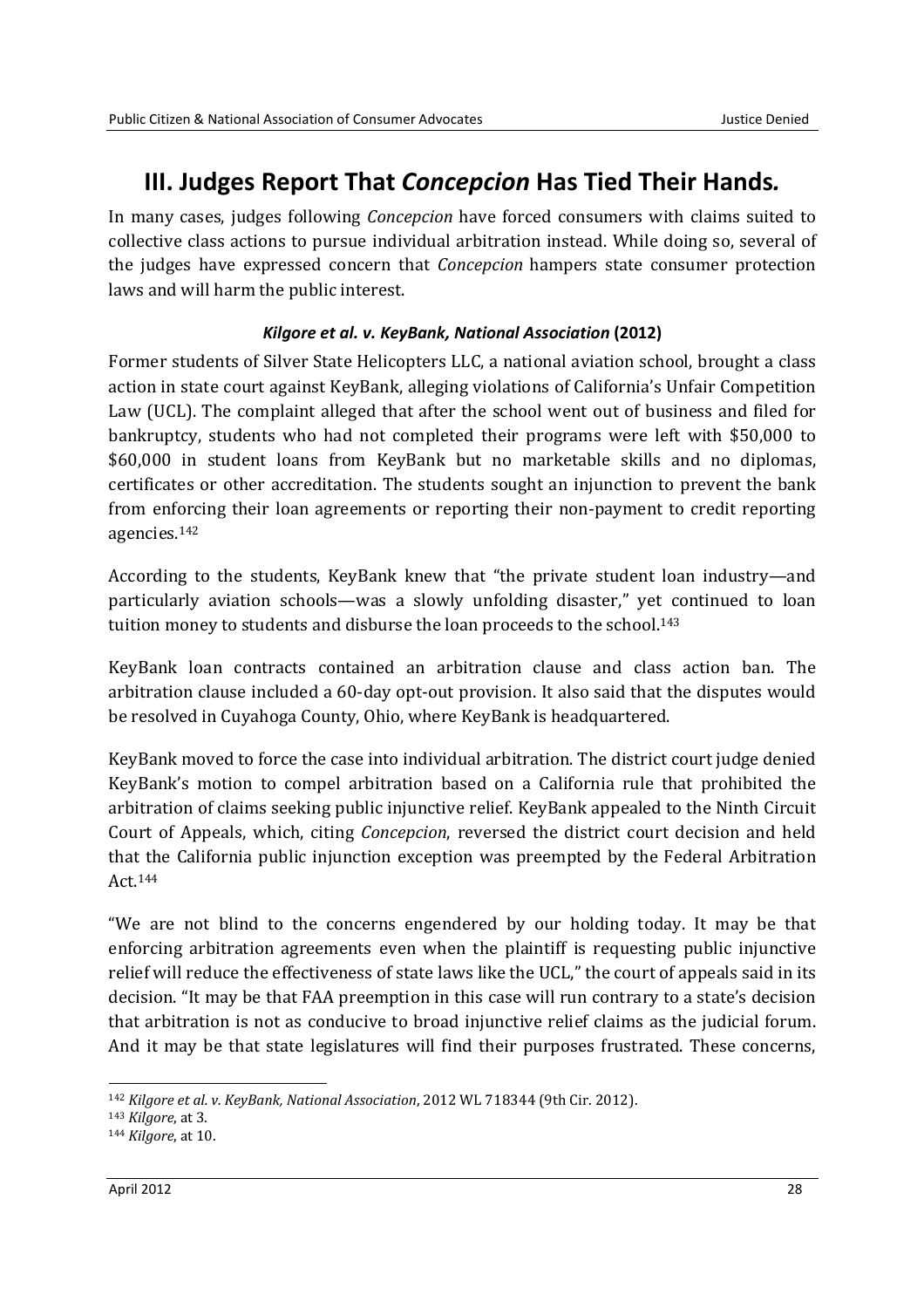# III. Judges Report That *Concepcion* Has Tied Their Hands.

In many cases, judges following *Concepcion* have forced consumers with claims suited to collective class actions to pursue individual arbitration instead. While doing so, several of the judges have expressed concern that *Concepcion* hampers state consumer protection laws and will harm the public interest.

### *Kilgore et al. v. KeyBank, National Association* (2012)

Former students of Silver State Helicopters LLC, a national aviation school, brought a class action in state court against KeyBank, alleging violations of California's Unfair Competition Law (UCL). The complaint alleged that after the school went out of business and filed for bankruptcy, students who had not completed their programs were left with $50,000 to $60,000 in student loans from KeyBank but no marketable skills and no diplomas, certificates or other accreditation. The students sought an injunction to prevent the bank from enforcing their loan agreements or reporting their non-payment to credit reporting agencies.[142]

According to the students, KeyBank knew that "the private student loan industry—and particularly aviation schools—was a slowly unfolding disaster," yet continued to loan tuition money to students and disburse the loan proceeds to the school.[143]

KeyBank loan contracts contained an arbitration clause and class action ban. The arbitration clause included a 60-day opt-out provision. It also said that the disputes would be resolved in Cuyahoga County, Ohio, where KeyBank is headquartered.

KeyBank moved to force the case into individual arbitration. The district court judge denied KeyBank's motion to compel arbitration based on a California rule that prohibited the arbitration of claims seeking public injunctive relief. KeyBank appealed to the Ninth Circuit Court of Appeals, which, citing *Concepcion*, reversed the district court decision and held that the California public injunction exception was preempted by the Federal Arbitration Act.[144]

"We are not blind to the concerns engendered by our holding today. It may be that enforcing arbitration agreements even when the plaintiff is requesting public injunctive relief will reduce the effectiveness of state laws like the UCL," the court of appeals said in its decision. "It may be that FAA preemption in this case will run contrary to a state's decision that arbitration is not as conducive to broad injunctive relief claims as the judicial forum. And it may be that state legislatures will find their purposes frustrated. These concerns,

---

[142] *Kilgore et al. v. KeyBank, National Association*, 2012 WL 718344 (9th Cir. 2012).

[143] *Kilgore*, at 3.

[144] *Kilgore*, at 10.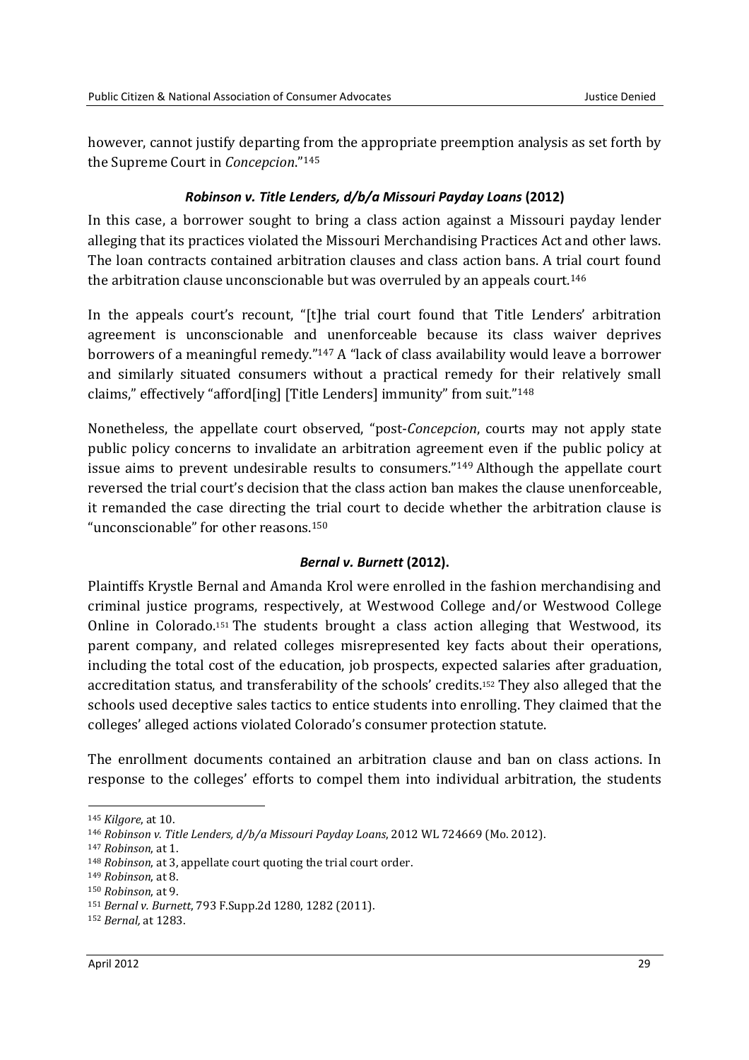however, cannot justify departing from the appropriate preemption analysis as set forth by the Supreme Court in *Concepcion*."[145]

### *Robinson v. Title Lenders, d/b/a Missouri Payday Loans* (2012)

In this case, a borrower sought to bring a class action against a Missouri payday lender alleging that its practices violated the Missouri Merchandising Practices Act and other laws. The loan contracts contained arbitration clauses and class action bans. A trial court found the arbitration clause unconscionable but was overruled by an appeals court.[146]

In the appeals court's recount, "[t]he trial court found that Title Lenders' arbitration agreement is unconscionable and unenforceable because its class waiver deprives borrowers of a meaningful remedy."[147] A "lack of class availability would leave a borrower and similarly situated consumers without a practical remedy for their relatively small claims," effectively "afford[ing] [Title Lenders] immunity" from suit."[148]

Nonetheless, the appellate court observed, "post-*Concepcion*, courts may not apply state public policy concerns to invalidate an arbitration agreement even if the public policy at issue aims to prevent undesirable results to consumers."[149] Although the appellate court reversed the trial court's decision that the class action ban makes the clause unenforceable, it remanded the case directing the trial court to decide whether the arbitration clause is "unconscionable" for other reasons.[150]

### *Bernal v. Burnett* (2012).

Plaintiffs Krystle Bernal and Amanda Krol were enrolled in the fashion merchandising and criminal justice programs, respectively, at Westwood College and/or Westwood College Online in Colorado.[151] The students brought a class action alleging that Westwood, its parent company, and related colleges misrepresented key facts about their operations, including the total cost of the education, job prospects, expected salaries after graduation, accreditation status, and transferability of the schools' credits.[152] They also alleged that the schools used deceptive sales tactics to entice students into enrolling. They claimed that the colleges' alleged actions violated Colorado's consumer protection statute.

The enrollment documents contained an arbitration clause and ban on class actions. In response to the colleges' efforts to compel them into individual arbitration, the students

---

[145] *Kilgore*, at 10.

[146] *Robinson v. Title Lenders, d/b/a Missouri Payday Loans*, 2012 WL 724669 (Mo. 2012).

[147] *Robinson*, at 1.

[148] *Robinson*, at 3, appellate court quoting the trial court order.

[149] *Robinson*, at 8.

[150] *Robinson*, at 9.

[151] *Bernal v. Burnett*, 793 F.Supp.2d 1280, 1282 (2011).

[152] *Bernal*, at 1283.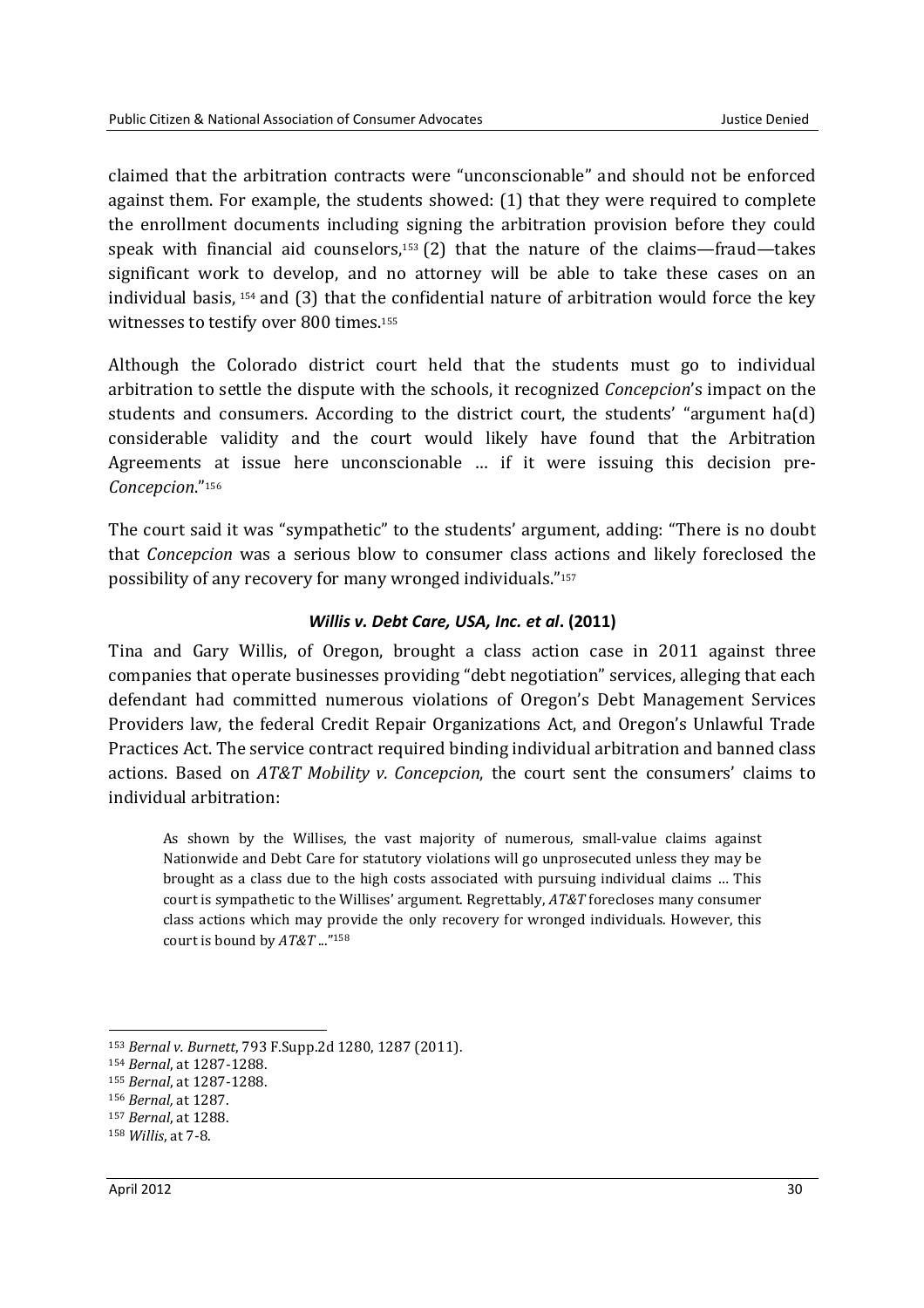claimed that the arbitration contracts were "unconscionable" and should not be enforced against them. For example, the students showed: (1) that they were required to complete the enrollment documents including signing the arbitration provision before they could speak with financial aid counselors,[153] (2) that the nature of the claims—fraud—takes significant work to develop, and no attorney will be able to take these cases on an individual basis, [154] and (3) that the confidential nature of arbitration would force the key witnesses to testify over 800 times.[155]

Although the Colorado district court held that the students must go to individual arbitration to settle the dispute with the schools, it recognized *Concepcion*'s impact on the students and consumers. According to the district court, the students' "argument ha(d) considerable validity and the court would likely have found that the Arbitration Agreements at issue here unconscionable … if it were issuing this decision pre-*Concepcion*."[156]

The court said it was "sympathetic" to the students' argument, adding: "There is no doubt that *Concepcion* was a serious blow to consumer class actions and likely foreclosed the possibility of any recovery for many wronged individuals."[157]

### *Willis v. Debt Care, USA, Inc. et al*. (2011)

Tina and Gary Willis, of Oregon, brought a class action case in 2011 against three companies that operate businesses providing "debt negotiation" services, alleging that each defendant had committed numerous violations of Oregon's Debt Management Services Providers law, the federal Credit Repair Organizations Act, and Oregon's Unlawful Trade Practices Act. The service contract required binding individual arbitration and banned class actions. Based on *AT&T Mobility v. Concepcion*, the court sent the consumers' claims to individual arbitration:

> As shown by the Willises, the vast majority of numerous, small-value claims against Nationwide and Debt Care for statutory violations will go unprosecuted unless they may be brought as a class due to the high costs associated with pursuing individual claims … This court is sympathetic to the Willises' argument. Regrettably, *AT&T* forecloses many consumer class actions which may provide the only recovery for wronged individuals. However, this court is bound by *AT&T* ..."[158]

---

[153] *Bernal v. Burnett*, 793 F.Supp.2d 1280, 1287 (2011).

[154] *Bernal*, at 1287-1288.

[155] *Bernal*, at 1287-1288.

[156] *Bernal,* at 1287.

[157] *Bernal*, at 1288.

[158] *Willis*, at 7-8.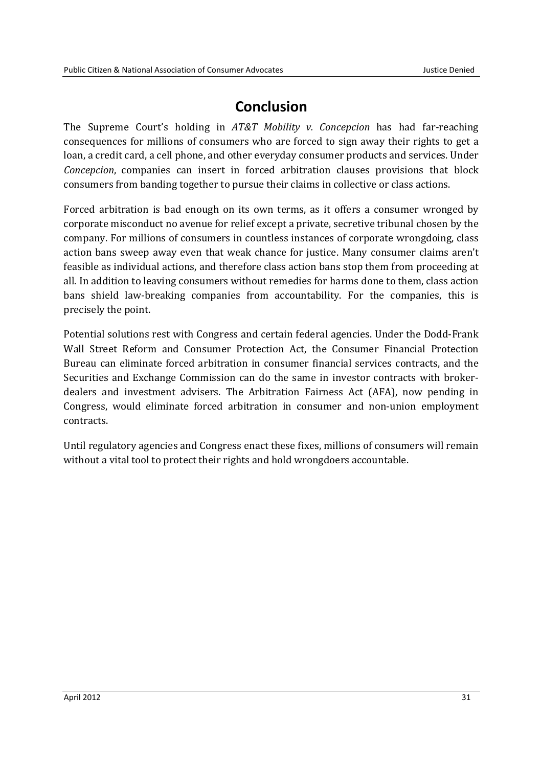# Conclusion

The Supreme Court's holding in *AT&T Mobility v. Concepcion* has had far-reaching consequences for millions of consumers who are forced to sign away their rights to get a loan, a credit card, a cell phone, and other everyday consumer products and services. Under *Concepcion*, companies can insert in forced arbitration clauses provisions that block consumers from banding together to pursue their claims in collective or class actions.

Forced arbitration is bad enough on its own terms, as it offers a consumer wronged by corporate misconduct no avenue for relief except a private, secretive tribunal chosen by the company. For millions of consumers in countless instances of corporate wrongdoing, class action bans sweep away even that weak chance for justice. Many consumer claims aren't feasible as individual actions, and therefore class action bans stop them from proceeding at all. In addition to leaving consumers without remedies for harms done to them, class action bans shield law-breaking companies from accountability. For the companies, this is precisely the point.

Potential solutions rest with Congress and certain federal agencies. Under the Dodd-Frank Wall Street Reform and Consumer Protection Act, the Consumer Financial Protection Bureau can eliminate forced arbitration in consumer financial services contracts, and the Securities and Exchange Commission can do the same in investor contracts with broker-dealers and investment advisers. The Arbitration Fairness Act (AFA), now pending in Congress, would eliminate forced arbitration in consumer and non-union employment contracts.

Until regulatory agencies and Congress enact these fixes, millions of consumers will remain without a vital tool to protect their rights and hold wrongdoers accountable.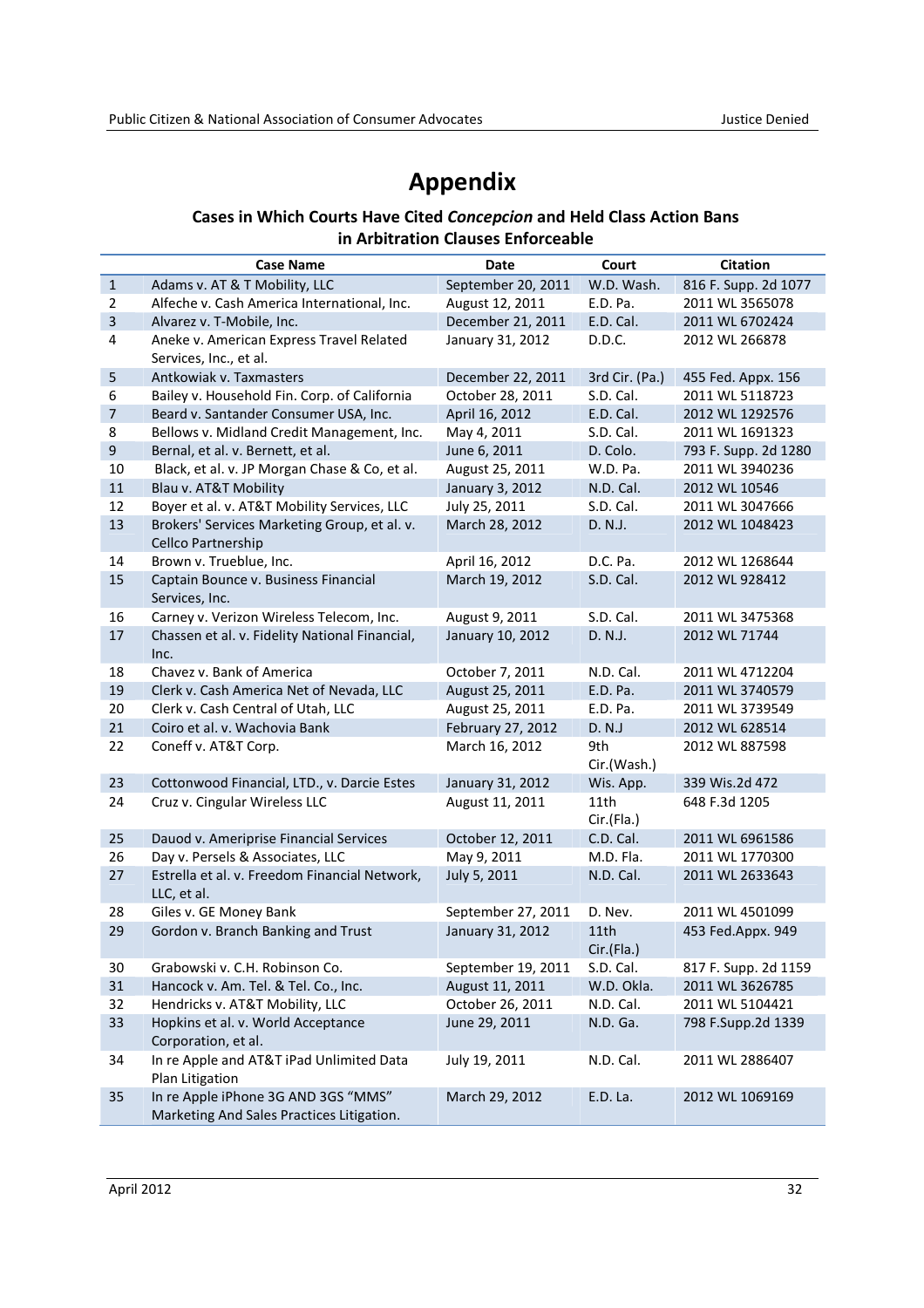# Appendix

### Cases in Which Courts Have Cited *Concepcion* and Held Class Action Bans in Arbitration Clauses Enforceable

| | Case Name | Date | Court | Citation |
|---|---|---|---|---|
| 1 | Adams v. AT & T Mobility, LLC | September 20, 2011 | W.D. Wash. | 816 F. Supp. 2d 1077 |
| 2 | Alfeche v. Cash America International, Inc. | August 12, 2011 | E.D. Pa. | 2011 WL 3565078 |
| 3 | Alvarez v. T-Mobile, Inc. | December 21, 2011 | E.D. Cal. | 2011 WL 6702424 |
| 4 | Aneke v. American Express Travel Related Services, Inc., et al. | January 31, 2012 | D.D.C. | 2012 WL 266878 |
| 5 | Antkowiak v. Taxmasters | December 22, 2011 | 3rd Cir. (Pa.) | 455 Fed. Appx. 156 |
| 6 | Bailey v. Household Fin. Corp. of California | October 28, 2011 | S.D. Cal. | 2011 WL 5118723 |
| 7 | Beard v. Santander Consumer USA, Inc. | April 16, 2012 | E.D. Cal. | 2012 WL 1292576 |
| 8 | Bellows v. Midland Credit Management, Inc. | May 4, 2011 | S.D. Cal. | 2011 WL 1691323 |
| 9 | Bernal, et al. v. Bernett, et al. | June 6, 2011 | D. Colo. | 793 F. Supp. 2d 1280 |
| 10 | Black, et al. v. JP Morgan Chase & Co, et al. | August 25, 2011 | W.D. Pa. | 2011 WL 3940236 |
| 11 | Blau v. AT&T Mobility | January 3, 2012 | N.D. Cal. | 2012 WL 10546 |
| 12 | Boyer et al. v. AT&T Mobility Services, LLC | July 25, 2011 | S.D. Cal. | 2011 WL 3047666 |
| 13 | Brokers' Services Marketing Group, et al. v. Cellco Partnership | March 28, 2012 | D. N.J. | 2012 WL 1048423 |
| 14 | Brown v. Trueblue, Inc. | April 16, 2012 | D.C. Pa. | 2012 WL 1268644 |
| 15 | Captain Bounce v. Business Financial Services, Inc. | March 19, 2012 | S.D. Cal. | 2012 WL 928412 |
| 16 | Carney v. Verizon Wireless Telecom, Inc. | August 9, 2011 | S.D. Cal. | 2011 WL 3475368 |
| 17 | Chassen et al. v. Fidelity National Financial, Inc. | January 10, 2012 | D. N.J. | 2012 WL 71744 |
| 18 | Chavez v. Bank of America | October 7, 2011 | N.D. Cal. | 2011 WL 4712204 |
| 19 | Clerk v. Cash America Net of Nevada, LLC | August 25, 2011 | E.D. Pa. | 2011 WL 3740579 |
| 20 | Clerk v. Cash Central of Utah, LLC | August 25, 2011 | E.D. Pa. | 2011 WL 3739549 |
| 21 | Coiro et al. v. Wachovia Bank | February 27, 2012 | D. N.J | 2012 WL 628514 |
| 22 | Coneff v. AT&T Corp. | March 16, 2012 | 9th Cir.(Wash.) | 2012 WL 887598 |
| 23 | Cottonwood Financial, LTD., v. Darcie Estes | January 31, 2012 | Wis. App. | 339 Wis.2d 472 |
| 24 | Cruz v. Cingular Wireless LLC | August 11, 2011 | 11th Cir.(Fla.) | 648 F.3d 1205 |
| 25 | Dauod v. Ameriprise Financial Services | October 12, 2011 | C.D. Cal. | 2011 WL 6961586 |
| 26 | Day v. Persels & Associates, LLC | May 9, 2011 | M.D. Fla. | 2011 WL 1770300 |
| 27 | Estrella et al. v. Freedom Financial Network, LLC, et al. | July 5, 2011 | N.D. Cal. | 2011 WL 2633643 |
| 28 | Giles v. GE Money Bank | September 27, 2011 | D. Nev. | 2011 WL 4501099 |
| 29 | Gordon v. Branch Banking and Trust | January 31, 2012 | 11th Cir.(Fla.) | 453 Fed.Appx. 949 |
| 30 | Grabowski v. C.H. Robinson Co. | September 19, 2011 | S.D. Cal. | 817 F. Supp. 2d 1159 |
| 31 | Hancock v. Am. Tel. & Tel. Co., Inc. | August 11, 2011 | W.D. Okla. | 2011 WL 3626785 |
| 32 | Hendricks v. AT&T Mobility, LLC | October 26, 2011 | N.D. Cal. | 2011 WL 5104421 |
| 33 | Hopkins et al. v. World Acceptance Corporation, et al. | June 29, 2011 | N.D. Ga. | 798 F.Supp.2d 1339 |
| 34 | In re Apple and AT&T iPad Unlimited Data Plan Litigation | July 19, 2011 | N.D. Cal. | 2011 WL 2886407 |
| 35 | In re Apple iPhone 3G AND 3GS "MMS" Marketing And Sales Practices Litigation. | March 29, 2012 | E.D. La. | 2012 WL 1069169 |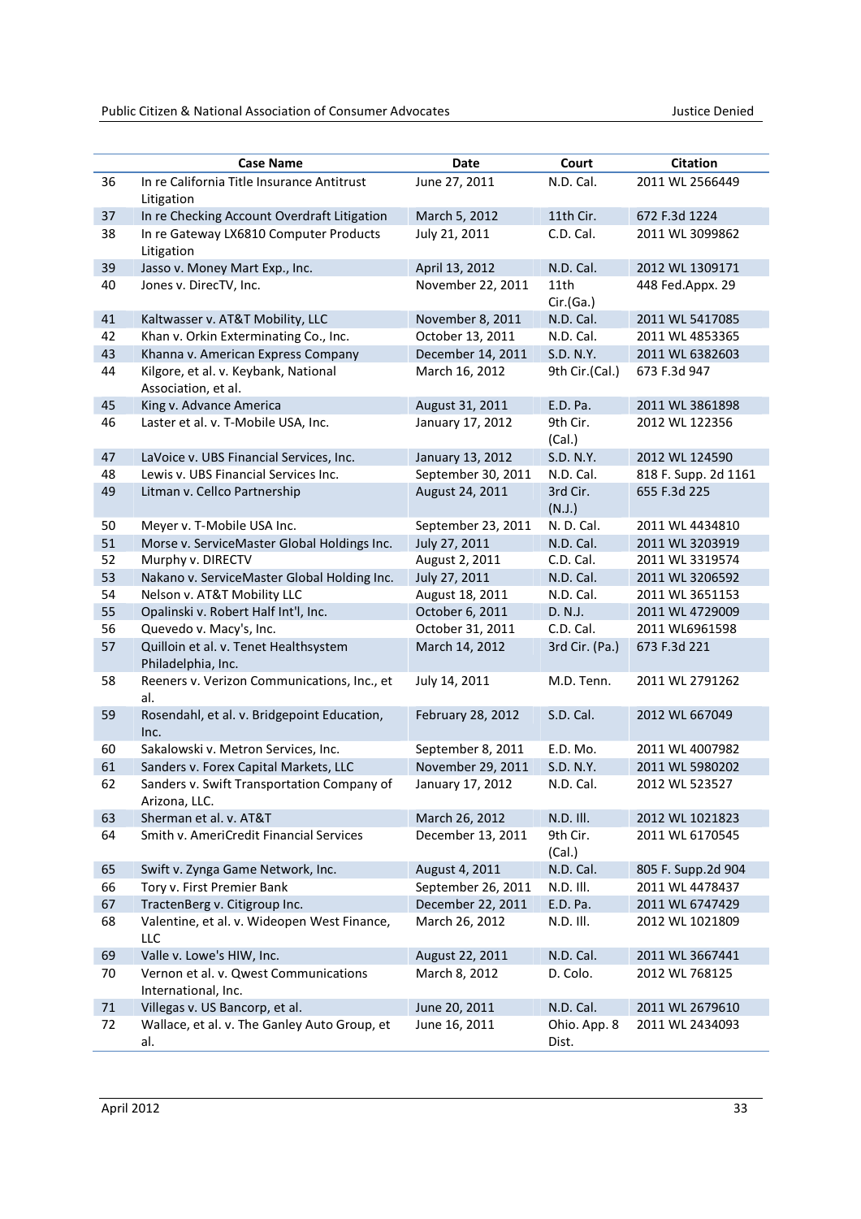| | Case Name | Date | Court | Citation |
|---|---|---|---|---|
| 36 | In re California Title Insurance Antitrust Litigation | June 27, 2011 | N.D. Cal. | 2011 WL 2566449 |
| 37 | In re Checking Account Overdraft Litigation | March 5, 2012 | 11th Cir. | 672 F.3d 1224 |
| 38 | In re Gateway LX6810 Computer Products Litigation | July 21, 2011 | C.D. Cal. | 2011 WL 3099862 |
| 39 | Jasso v. Money Mart Exp., Inc. | April 13, 2012 | N.D. Cal. | 2012 WL 1309171 |
| 40 | Jones v. DirecTV, Inc. | November 22, 2011 | 11th Cir.(Ga.) | 448 Fed.Appx. 29 |
| 41 | Kaltwasser v. AT&T Mobility, LLC | November 8, 2011 | N.D. Cal. | 2011 WL 5417085 |
| 42 | Khan v. Orkin Exterminating Co., Inc. | October 13, 2011 | N.D. Cal. | 2011 WL 4853365 |
| 43 | Khanna v. American Express Company | December 14, 2011 | S.D. N.Y. | 2011 WL 6382603 |
| 44 | Kilgore, et al. v. Keybank, National Association, et al. | March 16, 2012 | 9th Cir.(Cal.) | 673 F.3d 947 |
| 45 | King v. Advance America | August 31, 2011 | E.D. Pa. | 2011 WL 3861898 |
| 46 | Laster et al. v. T-Mobile USA, Inc. | January 17, 2012 | 9th Cir. (Cal.) | 2012 WL 122356 |
| 47 | LaVoice v. UBS Financial Services, Inc. | January 13, 2012 | S.D. N.Y. | 2012 WL 124590 |
| 48 | Lewis v. UBS Financial Services Inc. | September 30, 2011 | N.D. Cal. | 818 F. Supp. 2d 1161 |
| 49 | Litman v. Cellco Partnership | August 24, 2011 | 3rd Cir. (N.J.) | 655 F.3d 225 |
| 50 | Meyer v. T-Mobile USA Inc. | September 23, 2011 | N. D. Cal. | 2011 WL 4434810 |
| 51 | Morse v. ServiceMaster Global Holdings Inc. | July 27, 2011 | N.D. Cal. | 2011 WL 3203919 |
| 52 | Murphy v. DIRECTV | August 2, 2011 | C.D. Cal. | 2011 WL 3319574 |
| 53 | Nakano v. ServiceMaster Global Holding Inc. | July 27, 2011 | N.D. Cal. | 2011 WL 3206592 |
| 54 | Nelson v. AT&T Mobility LLC | August 18, 2011 | N.D. Cal. | 2011 WL 3651153 |
| 55 | Opalinski v. Robert Half Int'l, Inc. | October 6, 2011 | D. N.J. | 2011 WL 4729009 |
| 56 | Quevedo v. Macy's, Inc. | October 31, 2011 | C.D. Cal. | 2011 WL6961598 |
| 57 | Quilloin et al. v. Tenet Healthsystem Philadelphia, Inc. | March 14, 2012 | 3rd Cir. (Pa.) | 673 F.3d 221 |
| 58 | Reeners v. Verizon Communications, Inc., et al. | July 14, 2011 | M.D. Tenn. | 2011 WL 2791262 |
| 59 | Rosendahl, et al. v. Bridgepoint Education, Inc. | February 28, 2012 | S.D. Cal. | 2012 WL 667049 |
| 60 | Sakalowski v. Metron Services, Inc. | September 8, 2011 | E.D. Mo. | 2011 WL 4007982 |
| 61 | Sanders v. Forex Capital Markets, LLC | November 29, 2011 | S.D. N.Y. | 2011 WL 5980202 |
| 62 | Sanders v. Swift Transportation Company of Arizona, LLC. | January 17, 2012 | N.D. Cal. | 2012 WL 523527 |
| 63 | Sherman et al. v. AT&T | March 26, 2012 | N.D. Ill. | 2012 WL 1021823 |
| 64 | Smith v. AmeriCredit Financial Services | December 13, 2011 | 9th Cir. (Cal.) | 2011 WL 6170545 |
| 65 | Swift v. Zynga Game Network, Inc. | August 4, 2011 | N.D. Cal. | 805 F. Supp.2d 904 |
| 66 | Tory v. First Premier Bank | September 26, 2011 | N.D. Ill. | 2011 WL 4478437 |
| 67 | TractenBerg v. Citigroup Inc. | December 22, 2011 | E.D. Pa. | 2011 WL 6747429 |
| 68 | Valentine, et al. v. Wideopen West Finance, LLC | March 26, 2012 | N.D. Ill. | 2012 WL 1021809 |
| 69 | Valle v. Lowe's HIW, Inc. | August 22, 2011 | N.D. Cal. | 2011 WL 3667441 |
| 70 | Vernon et al. v. Qwest Communications International, Inc. | March 8, 2012 | D. Colo. | 2012 WL 768125 |
| 71 | Villegas v. US Bancorp, et al. | June 20, 2011 | N.D. Cal. | 2011 WL 2679610 |
| 72 | Wallace, et al. v. The Ganley Auto Group, et al. | June 16, 2011 | Ohio. App. 8 Dist. | 2011 WL 2434093 |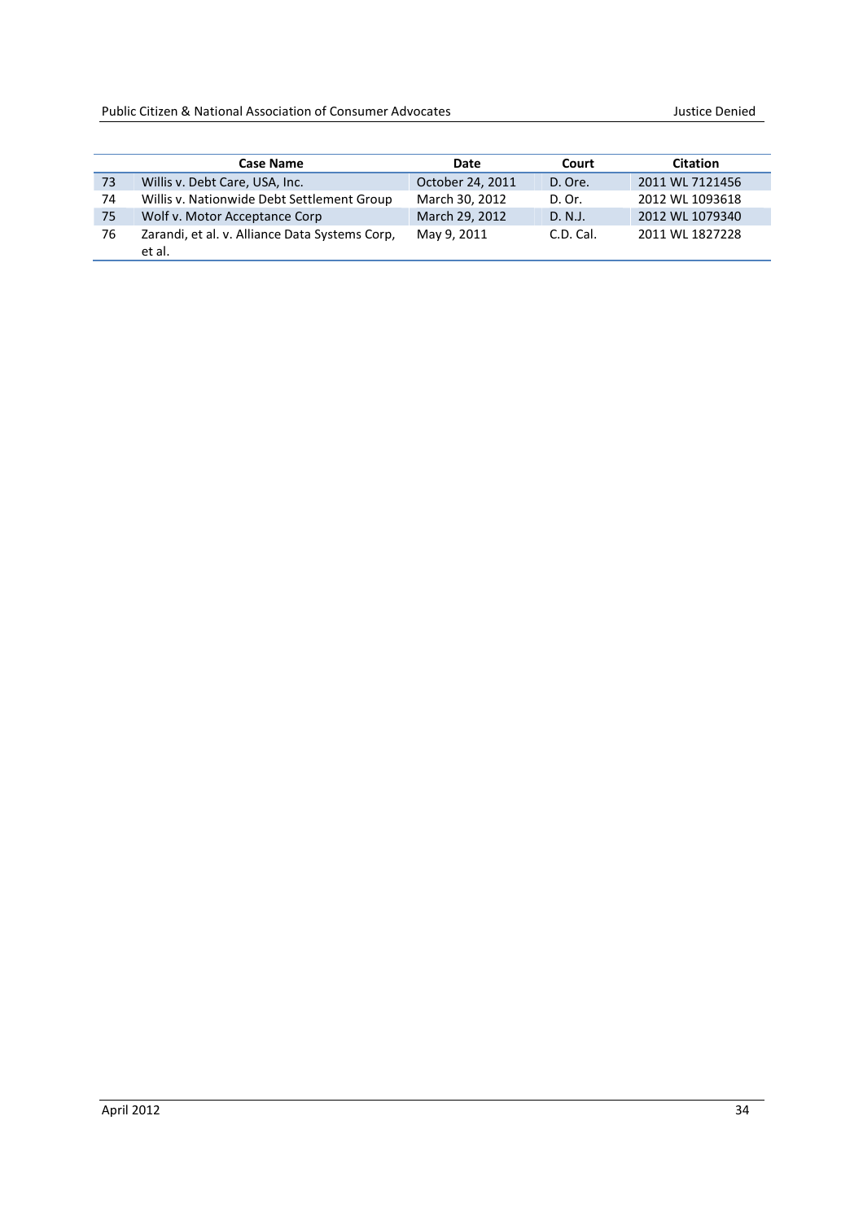| | Case Name | Date | Court | Citation |
|---|---|---|---|---|
| 73 | Willis v. Debt Care, USA, Inc. | October 24, 2011 | D. Ore. | 2011 WL 7121456 |
| 74 | Willis v. Nationwide Debt Settlement Group | March 30, 2012 | D. Or. | 2012 WL 1093618 |
| 75 | Wolf v. Motor Acceptance Corp | March 29, 2012 | D. N.J. | 2012 WL 1079340 |
| 76 | Zarandi, et al. v. Alliance Data Systems Corp, et al. | May 9, 2011 | C.D. Cal. | 2011 WL 1827228 |